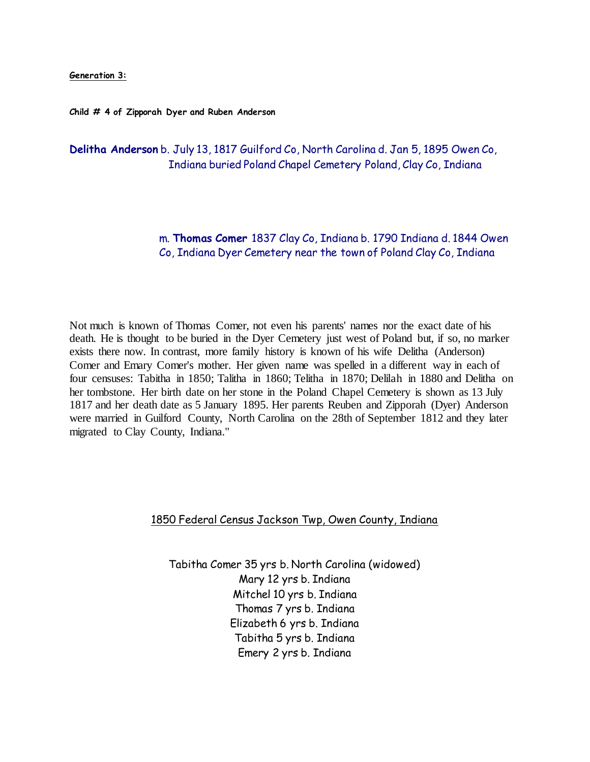**Generation 3:**

**Child # 4 of Zipporah Dyer and Ruben Anderson**

**Delitha Anderson** b. July 13, 1817 Guilford Co, North Carolina d. Jan 5, 1895 Owen Co, Indiana buried Poland Chapel Cemetery Poland, Clay Co, Indiana

m. **Thomas Comer** 1837 Clay Co, Indiana b. 1790 Indiana d. 1844 Owen Co, Indiana Dyer Cemetery near the town of Poland Clay Co, Indiana

Not much is known of Thomas Comer, not even his parents' names nor the exact date of his death. He is thought to be buried in the Dyer Cemetery just west of Poland but, if so, no marker exists there now. In contrast, more family history is known of his wife Delitha (Anderson) Comer and Emary Comer's mother. Her given name was spelled in a different way in each of four censuses: Tabitha in 1850; Talitha in 1860; Telitha in 1870; Delilah in 1880 and Delitha on her tombstone. Her birth date on her stone in the Poland Chapel Cemetery is shown as 13 July 1817 and her death date as 5 January 1895. Her parents Reuben and Zipporah (Dyer) Anderson were married in Guilford County, North Carolina on the 28th of September 1812 and they later migrated to Clay County, Indiana."

1850 Federal Census Jackson Twp, Owen County, Indiana

Tabitha Comer 35 yrs b. North Carolina (widowed)
Mary 12 yrs b. Indiana
Mitchel 10 yrs b. Indiana
Thomas 7 yrs b. Indiana
Elizabeth 6 yrs b. Indiana
Tabitha 5 yrs b. Indiana
Emery 2 yrs b. Indiana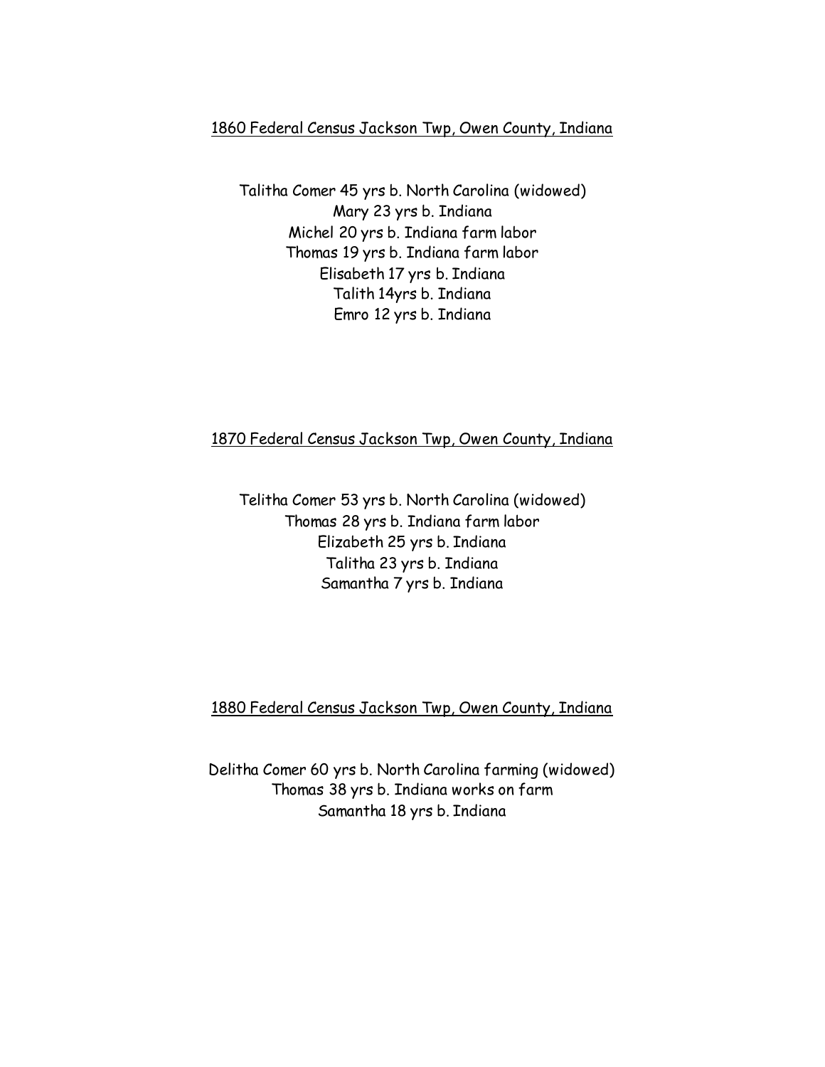<u>1860 Federal Census Jackson Twp, Owen County, Indiana</u>

Talitha Comer 45 yrs b. North Carolina (widowed)
Mary 23 yrs b. Indiana
Michel 20 yrs b. Indiana farm labor
Thomas 19 yrs b. Indiana farm labor
Elisabeth 17 yrs b. Indiana
Talith 14yrs b. Indiana
Emro 12 yrs b. Indiana

<u>1870 Federal Census Jackson Twp, Owen County, Indiana</u>

Telitha Comer 53 yrs b. North Carolina (widowed)
Thomas 28 yrs b. Indiana farm labor
Elizabeth 25 yrs b. Indiana
Talitha 23 yrs b. Indiana
Samantha 7 yrs b. Indiana

<u>1880 Federal Census Jackson Twp, Owen County, Indiana</u>

Delitha Comer 60 yrs b. North Carolina farming (widowed)
Thomas 38 yrs b. Indiana works on farm
Samantha 18 yrs b. Indiana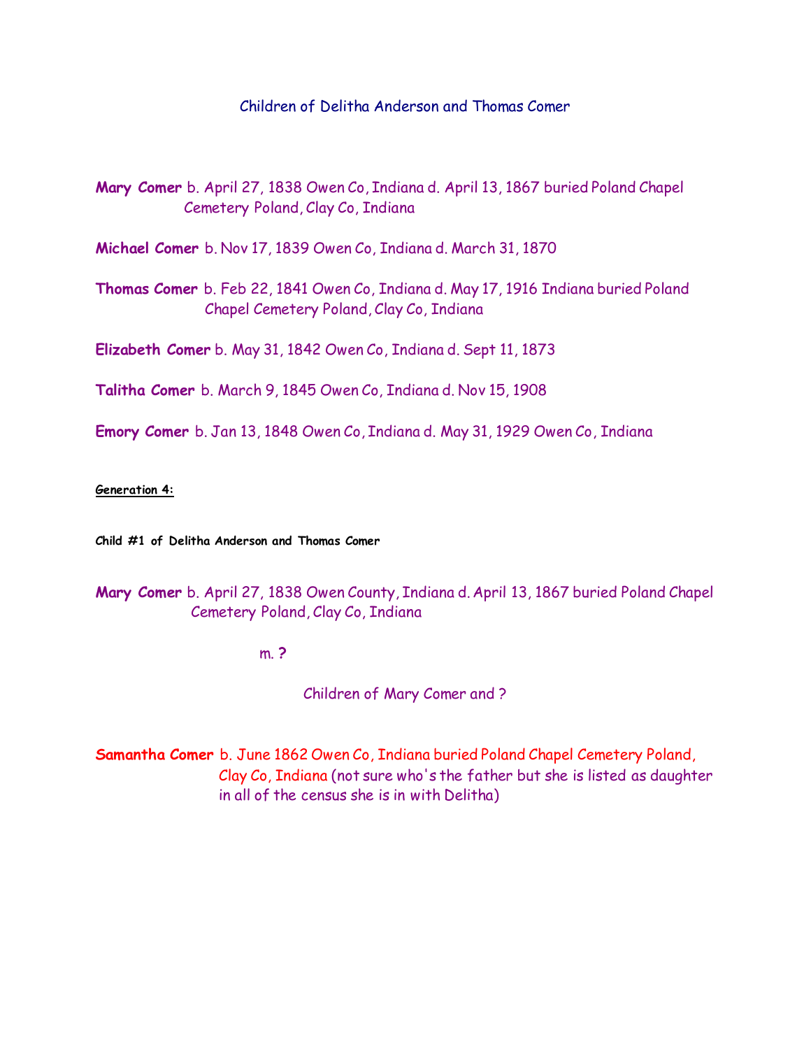## Children of Delitha Anderson and Thomas Comer

**Mary Comer** b. April 27, 1838 Owen Co, Indiana d. April 13, 1867 buried Poland Chapel Cemetery Poland, Clay Co, Indiana

**Michael Comer** b. Nov 17, 1839 Owen Co, Indiana d. March 31, 1870

**Thomas Comer** b. Feb 22, 1841 Owen Co, Indiana d. May 17, 1916 Indiana buried Poland Chapel Cemetery Poland, Clay Co, Indiana

**Elizabeth Comer** b. May 31, 1842 Owen Co, Indiana d. Sept 11, 1873

**Talitha Comer** b. March 9, 1845 Owen Co, Indiana d. Nov 15, 1908

**Emory Comer** b. Jan 13, 1848 Owen Co, Indiana d. May 31, 1929 Owen Co, Indiana

**Generation 4:**

**Child #1 of Delitha Anderson and Thomas Comer**

**Mary Comer** b. April 27, 1838 Owen County, Indiana d. April 13, 1867 buried Poland Chapel Cemetery Poland, Clay Co, Indiana

m. **?**

Children of Mary Comer and ?

**Samantha Comer** b. June 1862 Owen Co, Indiana buried Poland Chapel Cemetery Poland, Clay Co, Indiana (not sure who's the father but she is listed as daughter in all of the census she is in with Delitha)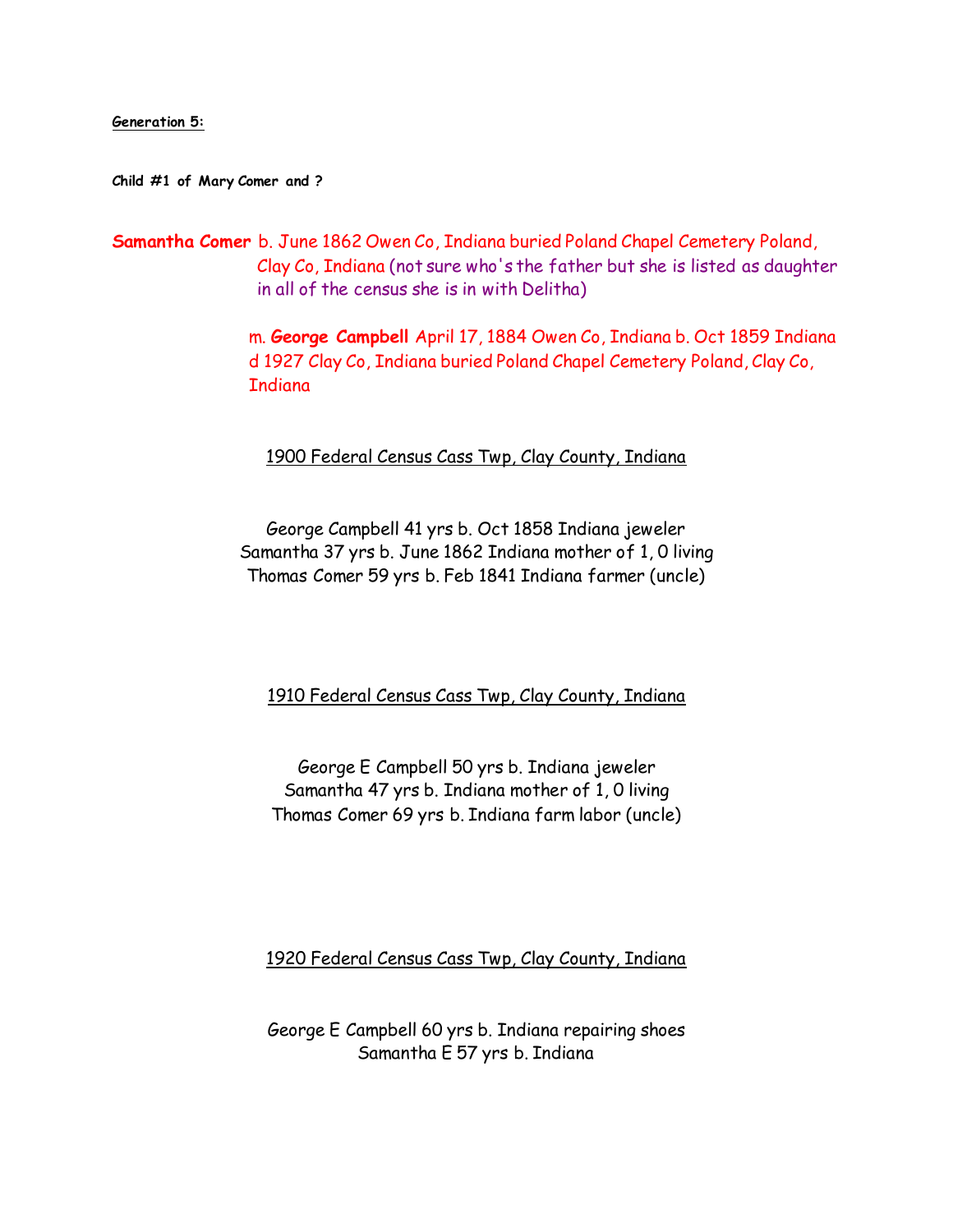**Generation 5:**

**Child #1 of Mary Comer and ?**

**Samantha Comer** b. June 1862 Owen Co, Indiana buried Poland Chapel Cemetery Poland, Clay Co, Indiana (not sure who's the father but she is listed as daughter in all of the census she is in with Delitha)

m. **George Campbell** April 17, 1884 Owen Co, Indiana b. Oct 1859 Indiana d 1927 Clay Co, Indiana buried Poland Chapel Cemetery Poland, Clay Co, Indiana

1900 Federal Census Cass Twp, Clay County, Indiana

George Campbell 41 yrs b. Oct 1858 Indiana jeweler
Samantha 37 yrs b. June 1862 Indiana mother of 1, 0 living
Thomas Comer 59 yrs b. Feb 1841 Indiana farmer (uncle)

1910 Federal Census Cass Twp, Clay County, Indiana

George E Campbell 50 yrs b. Indiana jeweler
Samantha 47 yrs b. Indiana mother of 1, 0 living
Thomas Comer 69 yrs b. Indiana farm labor (uncle)

1920 Federal Census Cass Twp, Clay County, Indiana

George E Campbell 60 yrs b. Indiana repairing shoes
Samantha E 57 yrs b. Indiana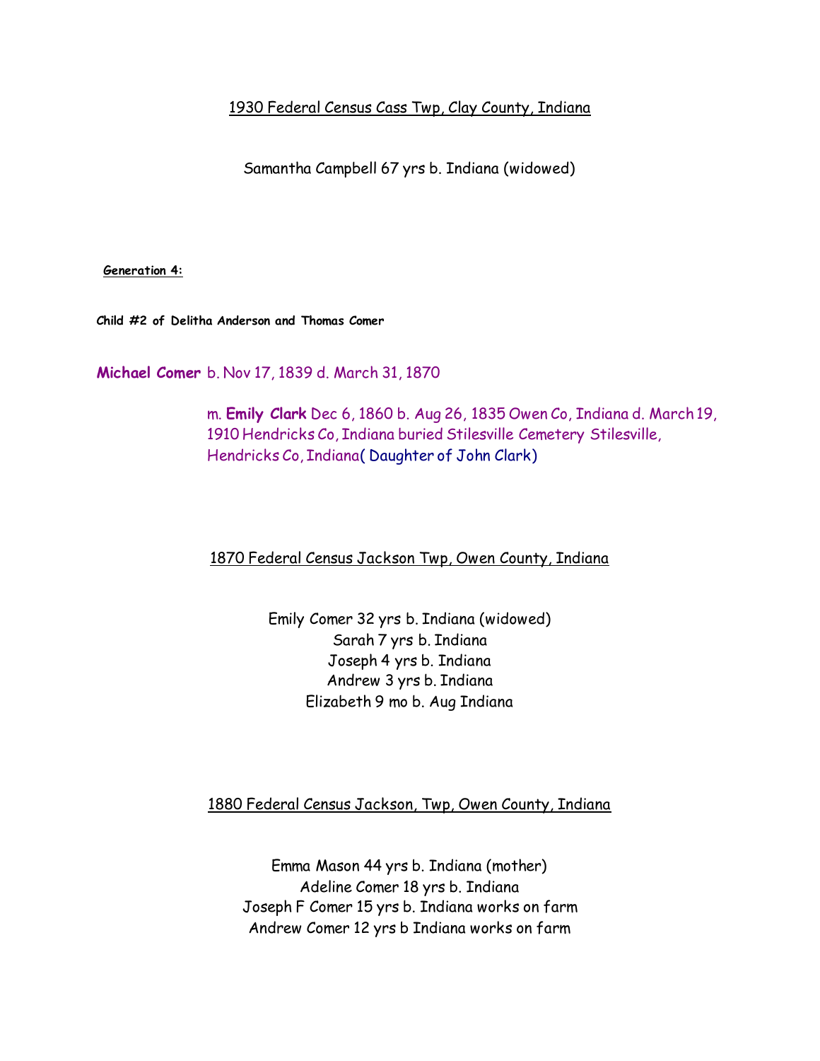1930 Federal Census Cass Twp, Clay County, Indiana

Samantha Campbell 67 yrs b. Indiana (widowed)

**Generation 4:**

**Child #2 of Delitha Anderson and Thomas Comer**

**Michael Comer** b. Nov 17, 1839 d. March 31, 1870

m. **Emily Clark** Dec 6, 1860 b. Aug 26, 1835 Owen Co, Indiana d. March 19, 1910 Hendricks Co, Indiana buried Stilesville Cemetery Stilesville, Hendricks Co, Indiana( Daughter of John Clark)

1870 Federal Census Jackson Twp, Owen County, Indiana

Emily Comer 32 yrs b. Indiana (widowed)
Sarah 7 yrs b. Indiana
Joseph 4 yrs b. Indiana
Andrew 3 yrs b. Indiana
Elizabeth 9 mo b. Aug Indiana

1880 Federal Census Jackson, Twp, Owen County, Indiana

Emma Mason 44 yrs b. Indiana (mother)
Adeline Comer 18 yrs b. Indiana
Joseph F Comer 15 yrs b. Indiana works on farm
Andrew Comer 12 yrs b Indiana works on farm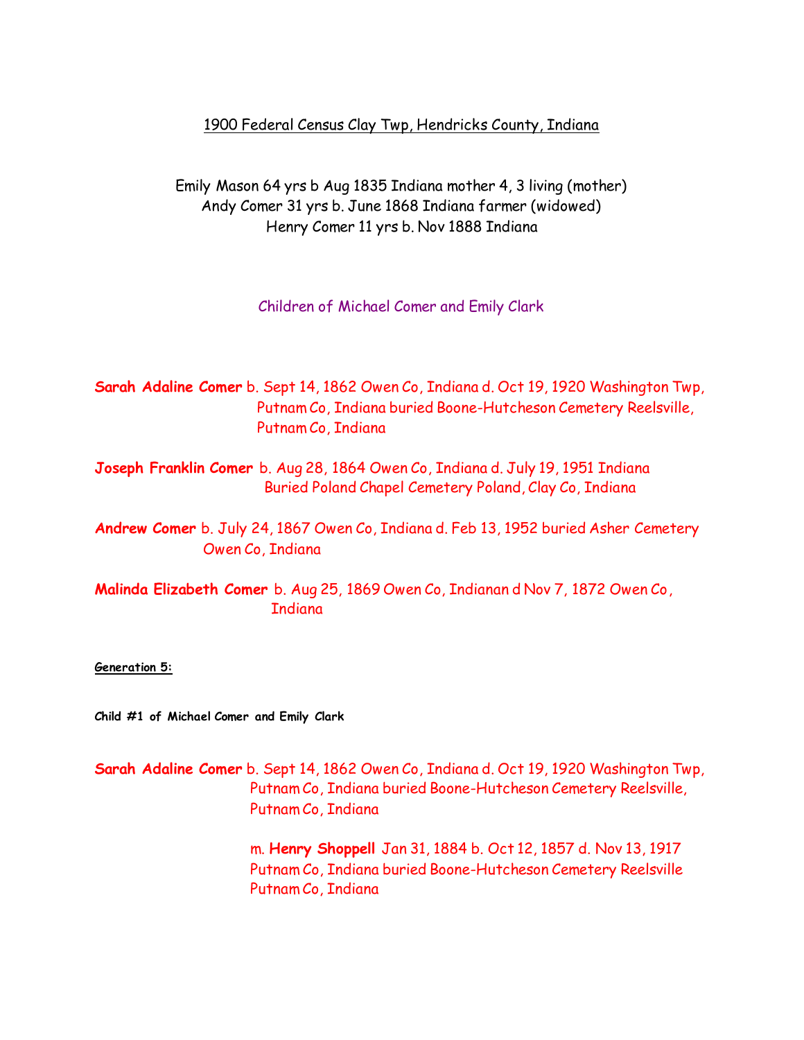1900 Federal Census Clay Twp, Hendricks County, Indiana

Emily Mason 64 yrs b Aug 1835 Indiana mother 4, 3 living (mother)
Andy Comer 31 yrs b. June 1868 Indiana farmer (widowed)
Henry Comer 11 yrs b. Nov 1888 Indiana

Children of Michael Comer and Emily Clark

**Sarah Adaline Comer** b. Sept 14, 1862 Owen Co, Indiana d. Oct 19, 1920 Washington Twp, Putnam Co, Indiana buried Boone-Hutcheson Cemetery Reelsville, Putnam Co, Indiana

**Joseph Franklin Comer** b. Aug 28, 1864 Owen Co, Indiana d. July 19, 1951 Indiana Buried Poland Chapel Cemetery Poland, Clay Co, Indiana

**Andrew Comer** b. July 24, 1867 Owen Co, Indiana d. Feb 13, 1952 buried Asher Cemetery Owen Co, Indiana

**Malinda Elizabeth Comer** b. Aug 25, 1869 Owen Co, Indianan d Nov 7, 1872 Owen Co, Indiana

**Generation 5:**

**Child #1 of Michael Comer and Emily Clark**

**Sarah Adaline Comer** b. Sept 14, 1862 Owen Co, Indiana d. Oct 19, 1920 Washington Twp, Putnam Co, Indiana buried Boone-Hutcheson Cemetery Reelsville, Putnam Co, Indiana

m. **Henry Shoppell** Jan 31, 1884 b. Oct 12, 1857 d. Nov 13, 1917 Putnam Co, Indiana buried Boone-Hutcheson Cemetery Reelsville Putnam Co, Indiana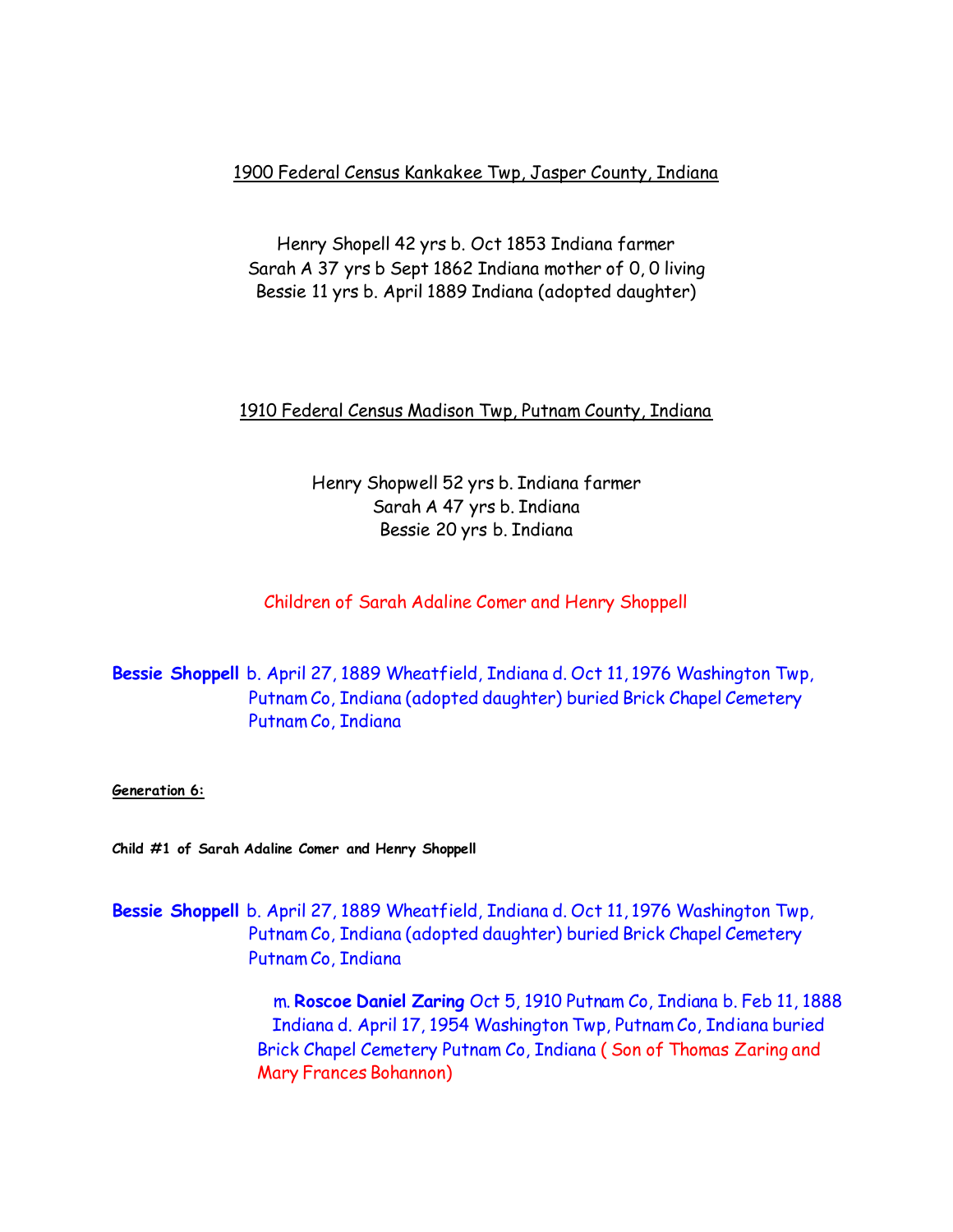<u>1900 Federal Census Kankakee Twp, Jasper County, Indiana</u>

Henry Shopell 42 yrs b. Oct 1853 Indiana farmer
Sarah A 37 yrs b Sept 1862 Indiana mother of 0, 0 living
Bessie 11 yrs b. April 1889 Indiana (adopted daughter)

<u>1910 Federal Census Madison Twp, Putnam County, Indiana</u>

Henry Shopwell 52 yrs b. Indiana farmer
Sarah A 47 yrs b. Indiana
Bessie 20 yrs b. Indiana

Children of Sarah Adaline Comer and Henry Shoppell

**Bessie Shoppell** b. April 27, 1889 Wheatfield, Indiana d. Oct 11, 1976 Washington Twp, Putnam Co, Indiana (adopted daughter) buried Brick Chapel Cemetery Putnam Co, Indiana

**<u>Generation 6:</u>**

**Child #1 of Sarah Adaline Comer and Henry Shoppell**

**Bessie Shoppell** b. April 27, 1889 Wheatfield, Indiana d. Oct 11, 1976 Washington Twp, Putnam Co, Indiana (adopted daughter) buried Brick Chapel Cemetery Putnam Co, Indiana

m. **Roscoe Daniel Zaring** Oct 5, 1910 Putnam Co, Indiana b. Feb 11, 1888 Indiana d. April 17, 1954 Washington Twp, Putnam Co, Indiana buried Brick Chapel Cemetery Putnam Co, Indiana ( Son of Thomas Zaring and Mary Frances Bohannon)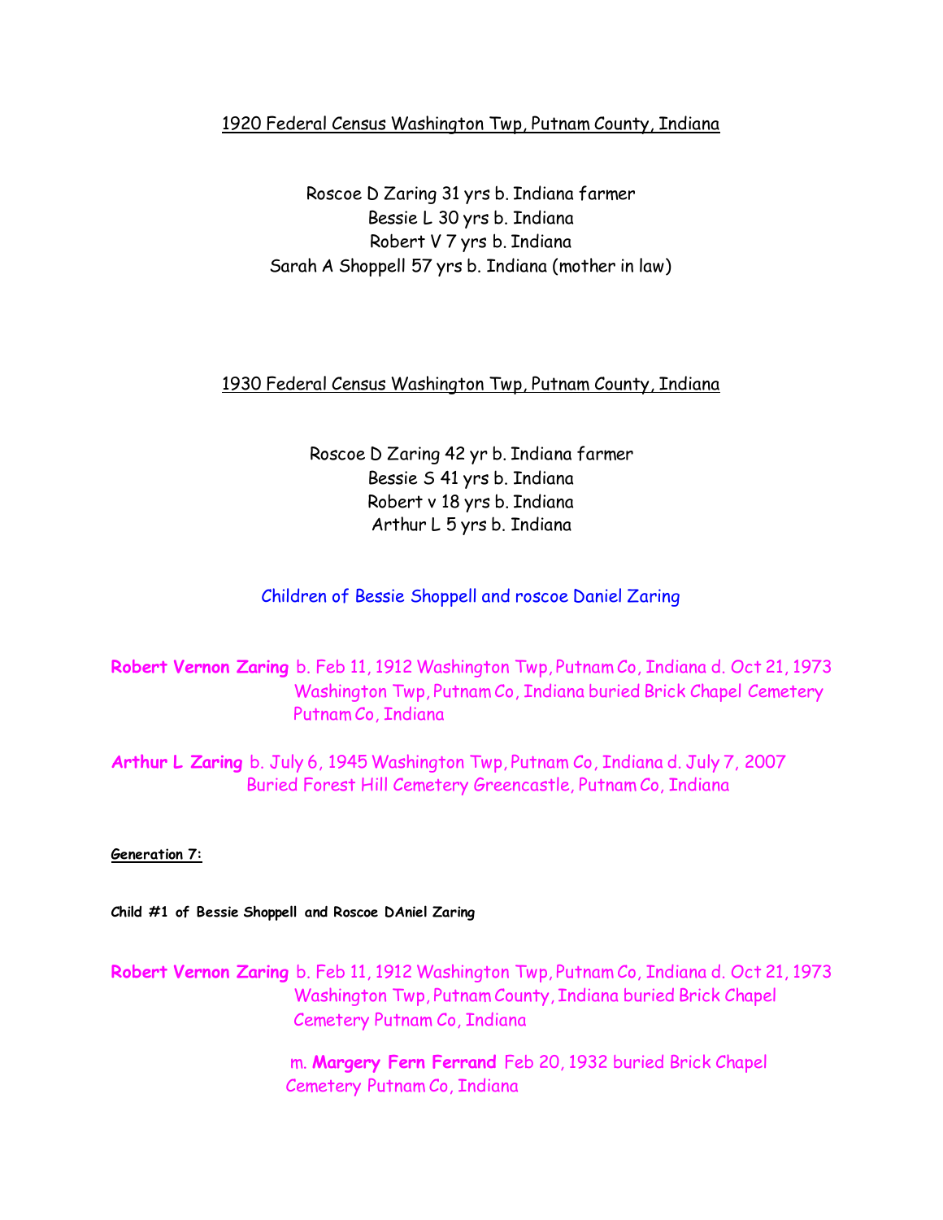<u>1920 Federal Census Washington Twp, Putnam County, Indiana</u>

Roscoe D Zaring 31 yrs b. Indiana farmer
Bessie L 30 yrs b. Indiana
Robert V 7 yrs b. Indiana
Sarah A Shoppell 57 yrs b. Indiana (mother in law)

<u>1930 Federal Census Washington Twp, Putnam County, Indiana</u>

Roscoe D Zaring 42 yr b. Indiana farmer
Bessie S 41 yrs b. Indiana
Robert v 18 yrs b. Indiana
Arthur L 5 yrs b. Indiana

Children of Bessie Shoppell and roscoe Daniel Zaring

**Robert Vernon Zaring** b. Feb 11, 1912 Washington Twp, Putnam Co, Indiana d. Oct 21, 1973 Washington Twp, Putnam Co, Indiana buried Brick Chapel Cemetery Putnam Co, Indiana

**Arthur L Zaring** b. July 6, 1945 Washington Twp, Putnam Co, Indiana d. July 7, 2007 Buried Forest Hill Cemetery Greencastle, Putnam Co, Indiana

**<u>Generation 7:</u>**

**Child #1 of Bessie Shoppell and Roscoe DAniel Zaring**

**Robert Vernon Zaring** b. Feb 11, 1912 Washington Twp, Putnam Co, Indiana d. Oct 21, 1973 Washington Twp, Putnam County, Indiana buried Brick Chapel Cemetery Putnam Co, Indiana

m. **Margery Fern Ferrand** Feb 20, 1932 buried Brick Chapel Cemetery Putnam Co, Indiana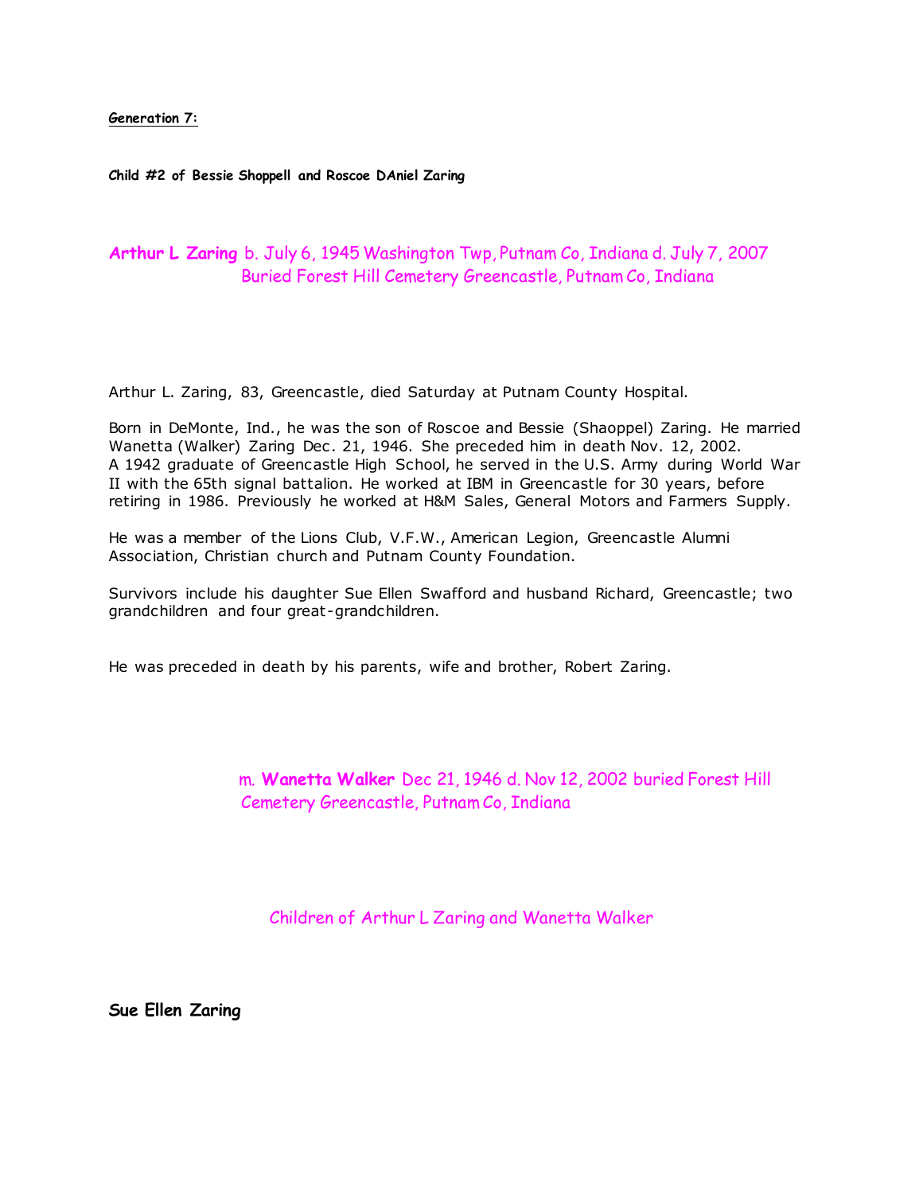**Generation 7:**

**Child #2 of Bessie Shoppell and Roscoe DAniel Zaring**

**Arthur L Zaring** b. July 6, 1945 Washington Twp, Putnam Co, Indiana d. July 7, 2007 Buried Forest Hill Cemetery Greencastle, Putnam Co, Indiana

Arthur L. Zaring, 83, Greencastle, died Saturday at Putnam County Hospital.

Born in DeMonte, Ind., he was the son of Roscoe and Bessie (Shaoppel) Zaring. He married Wanetta (Walker) Zaring Dec. 21, 1946. She preceded him in death Nov. 12, 2002. A 1942 graduate of Greencastle High School, he served in the U.S. Army during World War II with the 65th signal battalion. He worked at IBM in Greencastle for 30 years, before retiring in 1986. Previously he worked at H&M Sales, General Motors and Farmers Supply.

He was a member of the Lions Club, V.F.W., American Legion, Greencastle Alumni Association, Christian church and Putnam County Foundation.

Survivors include his daughter Sue Ellen Swafford and husband Richard, Greencastle; two grandchildren and four great-grandchildren.

He was preceded in death by his parents, wife and brother, Robert Zaring.

m. **Wanetta Walker** Dec 21, 1946 d. Nov 12, 2002 buried Forest Hill Cemetery Greencastle, Putnam Co, Indiana

Children of Arthur L Zaring and Wanetta Walker

**Sue Ellen Zaring**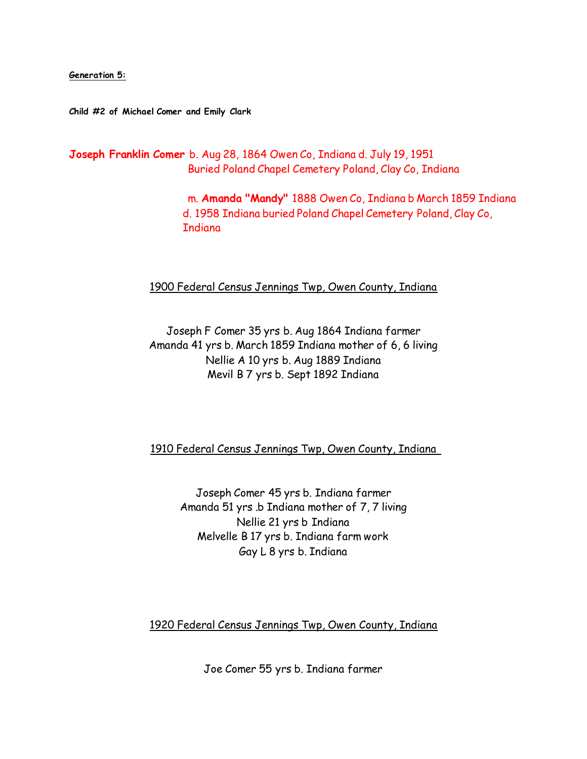**Generation 5:**

**Child #2 of Michael Comer and Emily Clark**

**Joseph Franklin Comer** b. Aug 28, 1864 Owen Co, Indiana d. July 19, 1951
Buried Poland Chapel Cemetery Poland, Clay Co, Indiana

m. **Amanda "Mandy"** 1888 Owen Co, Indiana b March 1859 Indiana d. 1958 Indiana buried Poland Chapel Cemetery Poland, Clay Co, Indiana

1900 Federal Census Jennings Twp, Owen County, Indiana

Joseph F Comer 35 yrs b. Aug 1864 Indiana farmer
Amanda 41 yrs b. March 1859 Indiana mother of 6, 6 living
Nellie A 10 yrs b. Aug 1889 Indiana
Mevil B 7 yrs b. Sept 1892 Indiana

1910 Federal Census Jennings Twp, Owen County, Indiana

Joseph Comer 45 yrs b. Indiana farmer
Amanda 51 yrs .b Indiana mother of 7, 7 living
Nellie 21 yrs b Indiana
Melvelle B 17 yrs b. Indiana farm work
Gay L 8 yrs b. Indiana

1920 Federal Census Jennings Twp, Owen County, Indiana

Joe Comer 55 yrs b. Indiana farmer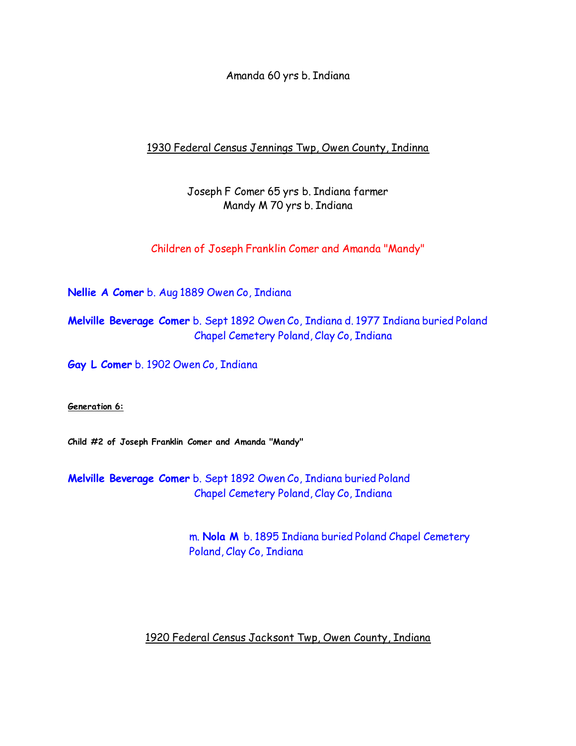Amanda 60 yrs b. Indiana

1930 Federal Census Jennings Twp, Owen County, Indinna

Joseph F Comer 65 yrs b. Indiana farmer
Mandy M 70 yrs b. Indiana

Children of Joseph Franklin Comer and Amanda "Mandy"

**Nellie A Comer** b. Aug 1889 Owen Co, Indiana

**Melville Beverage Comer** b. Sept 1892 Owen Co, Indiana d. 1977 Indiana buried Poland Chapel Cemetery Poland, Clay Co, Indiana

**Gay L Comer** b. 1902 Owen Co, Indiana

**Generation 6:**

**Child #2 of Joseph Franklin Comer and Amanda "Mandy"**

**Melville Beverage Comer** b. Sept 1892 Owen Co, Indiana buried Poland Chapel Cemetery Poland, Clay Co, Indiana

m. **Nola M** b. 1895 Indiana buried Poland Chapel Cemetery Poland, Clay Co, Indiana

1920 Federal Census Jacksont Twp, Owen County, Indiana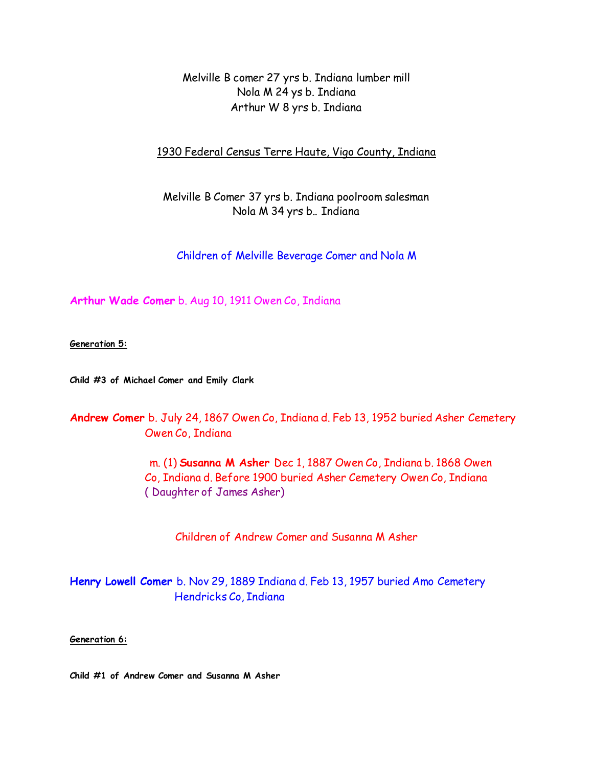Melville B comer 27 yrs b. Indiana lumber mill
Nola M 24 ys b. Indiana
Arthur W 8 yrs b. Indiana

1930 Federal Census Terre Haute, Vigo County, Indiana

Melville B Comer 37 yrs b. Indiana poolroom salesman
Nola M 34 yrs b.. Indiana

Children of Melville Beverage Comer and Nola M

**Arthur Wade Comer** b. Aug 10, 1911 Owen Co, Indiana

**Generation 5:**

**Child #3 of Michael Comer and Emily Clark**

**Andrew Comer** b. July 24, 1867 Owen Co, Indiana d. Feb 13, 1952 buried Asher Cemetery Owen Co, Indiana

m. (1) **Susanna M Asher** Dec 1, 1887 Owen Co, Indiana b. 1868 Owen Co, Indiana d. Before 1900 buried Asher Cemetery Owen Co, Indiana ( Daughter of James Asher)

Children of Andrew Comer and Susanna M Asher

**Henry Lowell Comer** b. Nov 29, 1889 Indiana d. Feb 13, 1957 buried Amo Cemetery Hendricks Co, Indiana

**Generation 6:**

**Child #1 of Andrew Comer and Susanna M Asher**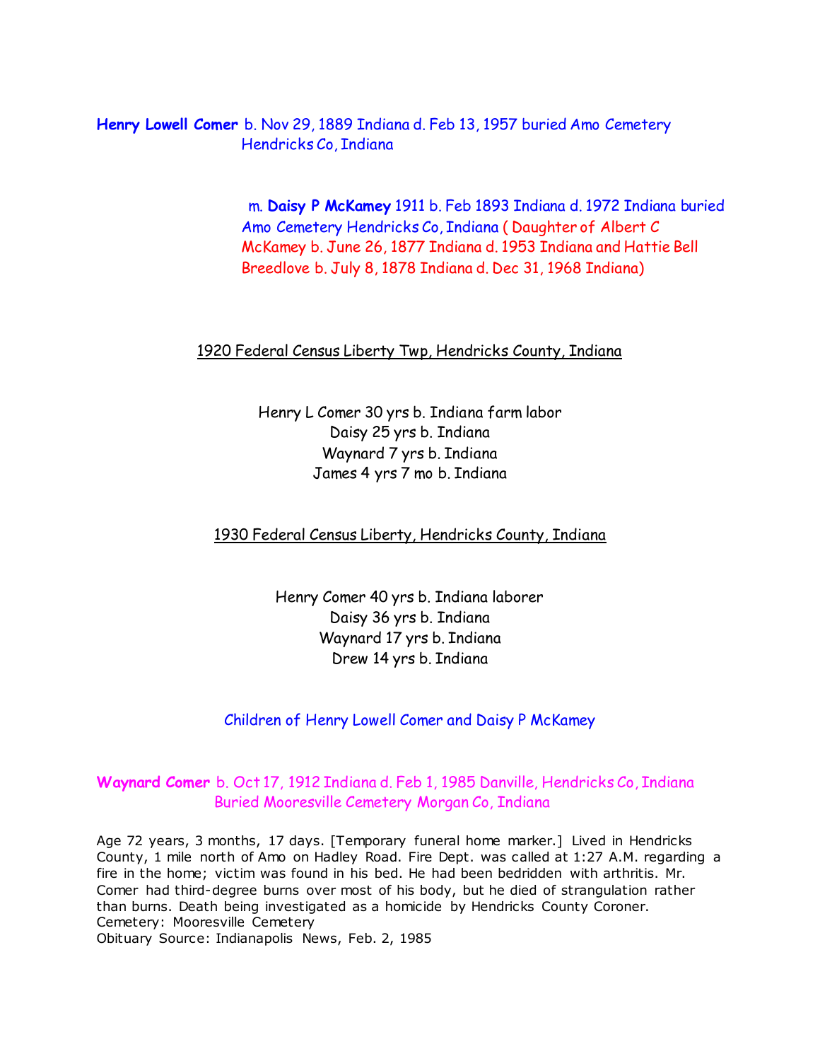**Henry Lowell Comer** b. Nov 29, 1889 Indiana d. Feb 13, 1957 buried Amo Cemetery Hendricks Co, Indiana

m. **Daisy P McKamey** 1911 b. Feb 1893 Indiana d. 1972 Indiana buried Amo Cemetery Hendricks Co, Indiana ( Daughter of Albert C McKamey b. June 26, 1877 Indiana d. 1953 Indiana and Hattie Bell Breedlove b. July 8, 1878 Indiana d. Dec 31, 1968 Indiana)

1920 Federal Census Liberty Twp, Hendricks County, Indiana

Henry L Comer 30 yrs b. Indiana farm labor
Daisy 25 yrs b. Indiana
Waynard 7 yrs b. Indiana
James 4 yrs 7 mo b. Indiana

1930 Federal Census Liberty, Hendricks County, Indiana

Henry Comer 40 yrs b. Indiana laborer
Daisy 36 yrs b. Indiana
Waynard 17 yrs b. Indiana
Drew 14 yrs b. Indiana

Children of Henry Lowell Comer and Daisy P McKamey

**Waynard Comer** b. Oct 17, 1912 Indiana d. Feb 1, 1985 Danville, Hendricks Co, Indiana Buried Mooresville Cemetery Morgan Co, Indiana

Age 72 years, 3 months, 17 days. [Temporary funeral home marker.] Lived in Hendricks County, 1 mile north of Amo on Hadley Road. Fire Dept. was called at 1:27 A.M. regarding a fire in the home; victim was found in his bed. He had been bedridden with arthritis. Mr. Comer had third-degree burns over most of his body, but he died of strangulation rather than burns. Death being investigated as a homicide by Hendricks County Coroner.
Cemetery: Mooresville Cemetery
Obituary Source: Indianapolis News, Feb. 2, 1985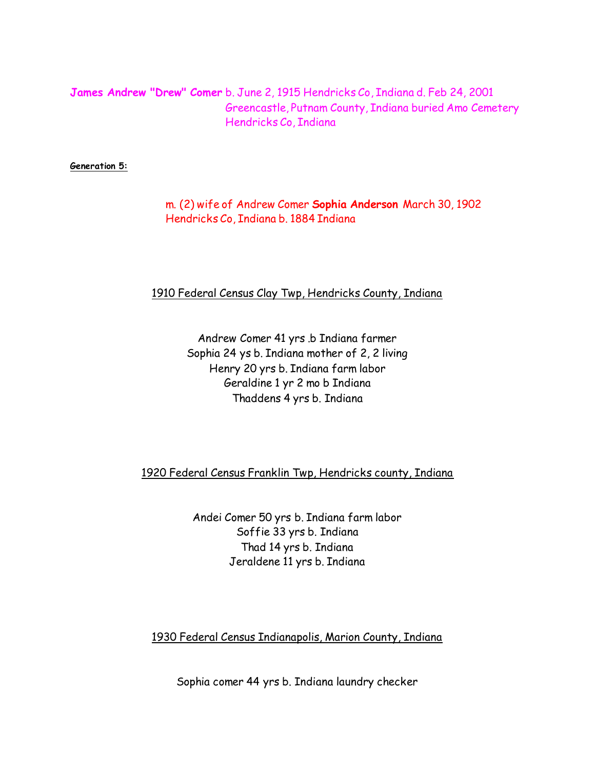**James Andrew "Drew" Comer** b. June 2, 1915 Hendricks Co, Indiana d. Feb 24, 2001 Greencastle, Putnam County, Indiana buried Amo Cemetery Hendricks Co, Indiana

**Generation 5:**

m. (2) wife of Andrew Comer **Sophia Anderson** March 30, 1902 Hendricks Co, Indiana b. 1884 Indiana

1910 Federal Census Clay Twp, Hendricks County, Indiana

Andrew Comer 41 yrs .b Indiana farmer
Sophia 24 ys b. Indiana mother of 2, 2 living
Henry 20 yrs b. Indiana farm labor
Geraldine 1 yr 2 mo b Indiana
Thaddens 4 yrs b. Indiana

1920 Federal Census Franklin Twp, Hendricks county, Indiana

Andei Comer 50 yrs b. Indiana farm labor
Soffie 33 yrs b. Indiana
Thad 14 yrs b. Indiana
Jeraldene 11 yrs b. Indiana

1930 Federal Census Indianapolis, Marion County, Indiana

Sophia comer 44 yrs b. Indiana laundry checker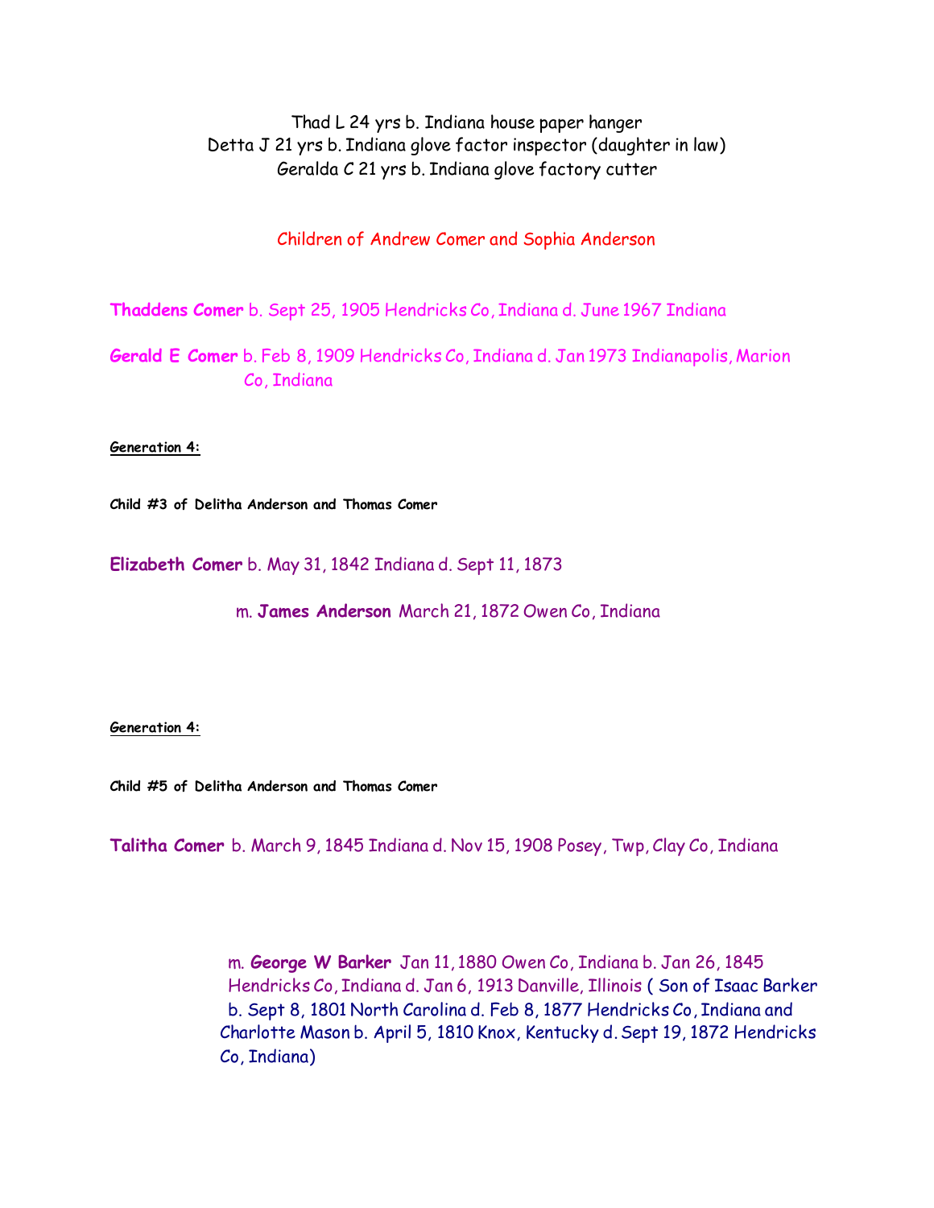Thad L 24 yrs b. Indiana house paper hanger
Detta J 21 yrs b. Indiana glove factor inspector (daughter in law)
Geralda C 21 yrs b. Indiana glove factory cutter

Children of Andrew Comer and Sophia Anderson

**Thaddens Comer** b. Sept 25, 1905 Hendricks Co, Indiana d. June 1967 Indiana

**Gerald E Comer** b. Feb 8, 1909 Hendricks Co, Indiana d. Jan 1973 Indianapolis, Marion Co, Indiana

**Generation 4:**

**Child #3 of Delitha Anderson and Thomas Comer**

**Elizabeth Comer** b. May 31, 1842 Indiana d. Sept 11, 1873

m. **James Anderson** March 21, 1872 Owen Co, Indiana

**Generation 4:**

**Child #5 of Delitha Anderson and Thomas Comer**

**Talitha Comer** b. March 9, 1845 Indiana d. Nov 15, 1908 Posey, Twp, Clay Co, Indiana

m. **George W Barker** Jan 11, 1880 Owen Co, Indiana b. Jan 26, 1845 Hendricks Co, Indiana d. Jan 6, 1913 Danville, Illinois ( Son of Isaac Barker b. Sept 8, 1801 North Carolina d. Feb 8, 1877 Hendricks Co, Indiana and Charlotte Mason b. April 5, 1810 Knox, Kentucky d. Sept 19, 1872 Hendricks Co, Indiana)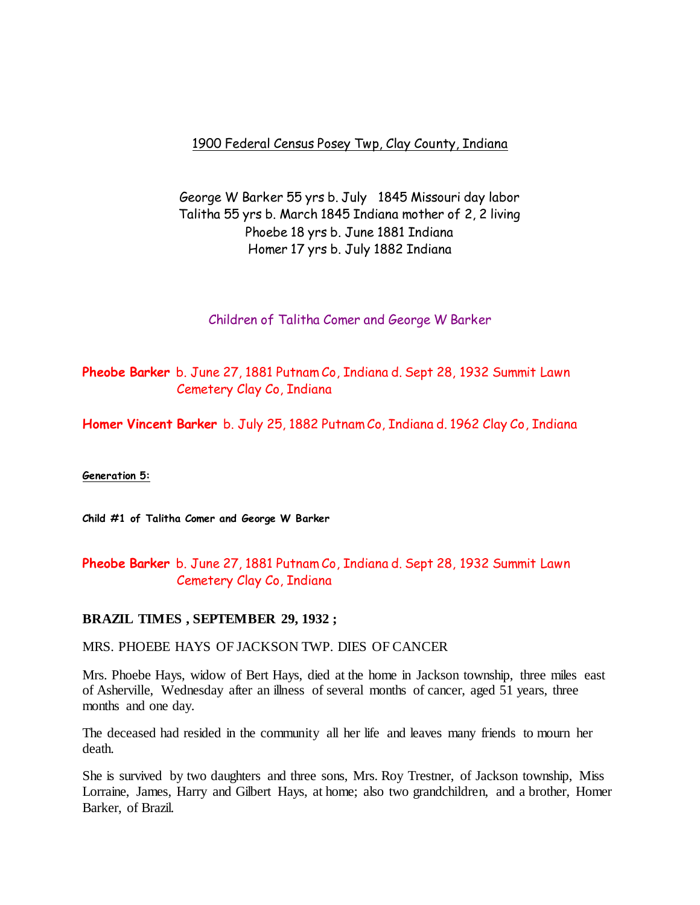<u>1900 Federal Census Posey Twp, Clay County, Indiana</u>

George W Barker 55 yrs b. July 1845 Missouri day labor
Talitha 55 yrs b. March 1845 Indiana mother of 2, 2 living
Phoebe 18 yrs b. June 1881 Indiana
Homer 17 yrs b. July 1882 Indiana

Children of Talitha Comer and George W Barker

**Pheobe Barker** b. June 27, 1881 Putnam Co, Indiana d. Sept 28, 1932 Summit Lawn Cemetery Clay Co, Indiana

**Homer Vincent Barker** b. July 25, 1882 Putnam Co, Indiana d. 1962 Clay Co, Indiana

**Generation 5:**

**Child #1 of Talitha Comer and George W Barker**

**Pheobe Barker** b. June 27, 1881 Putnam Co, Indiana d. Sept 28, 1932 Summit Lawn Cemetery Clay Co, Indiana

**BRAZIL TIMES , SEPTEMBER 29, 1932 ;**

MRS. PHOEBE HAYS OF JACKSON TWP. DIES OF CANCER

Mrs. Phoebe Hays, widow of Bert Hays, died at the home in Jackson township, three miles east of Asherville, Wednesday after an illness of several months of cancer, aged 51 years, three months and one day.

The deceased had resided in the community all her life and leaves many friends to mourn her death.

She is survived by two daughters and three sons, Mrs. Roy Trestner, of Jackson township, Miss Lorraine, James, Harry and Gilbert Hays, at home; also two grandchildren, and a brother, Homer Barker, of Brazil.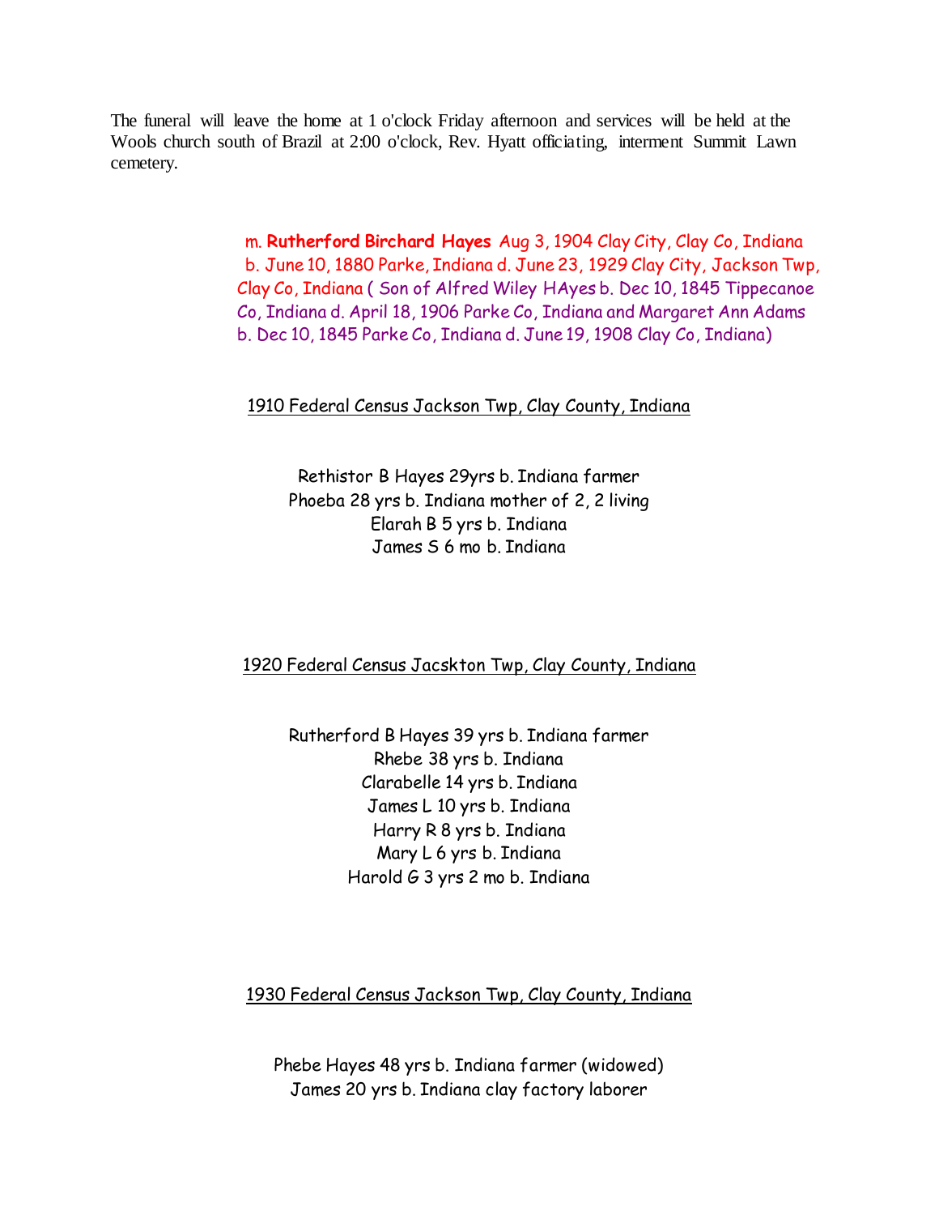The funeral will leave the home at 1 o'clock Friday afternoon and services will be held at the Wools church south of Brazil at 2:00 o'clock, Rev. Hyatt officiating, interment Summit Lawn cemetery.

m. **Rutherford Birchard Hayes** Aug 3, 1904 Clay City, Clay Co, Indiana b. June 10, 1880 Parke, Indiana d. June 23, 1929 Clay City, Jackson Twp, Clay Co, Indiana ( Son of Alfred Wiley HAyes b. Dec 10, 1845 Tippecanoe Co, Indiana d. April 18, 1906 Parke Co, Indiana and Margaret Ann Adams b. Dec 10, 1845 Parke Co, Indiana d. June 19, 1908 Clay Co, Indiana)

1910 Federal Census Jackson Twp, Clay County, Indiana

Rethistor B Hayes 29yrs b. Indiana farmer
Phoeba 28 yrs b. Indiana mother of 2, 2 living
Elarah B 5 yrs b. Indiana
James S 6 mo b. Indiana

1920 Federal Census Jacskton Twp, Clay County, Indiana

Rutherford B Hayes 39 yrs b. Indiana farmer
Rhebe 38 yrs b. Indiana
Clarabelle 14 yrs b. Indiana
James L 10 yrs b. Indiana
Harry R 8 yrs b. Indiana
Mary L 6 yrs b. Indiana
Harold G 3 yrs 2 mo b. Indiana

1930 Federal Census Jackson Twp, Clay County, Indiana

Phebe Hayes 48 yrs b. Indiana farmer (widowed)
James 20 yrs b. Indiana clay factory laborer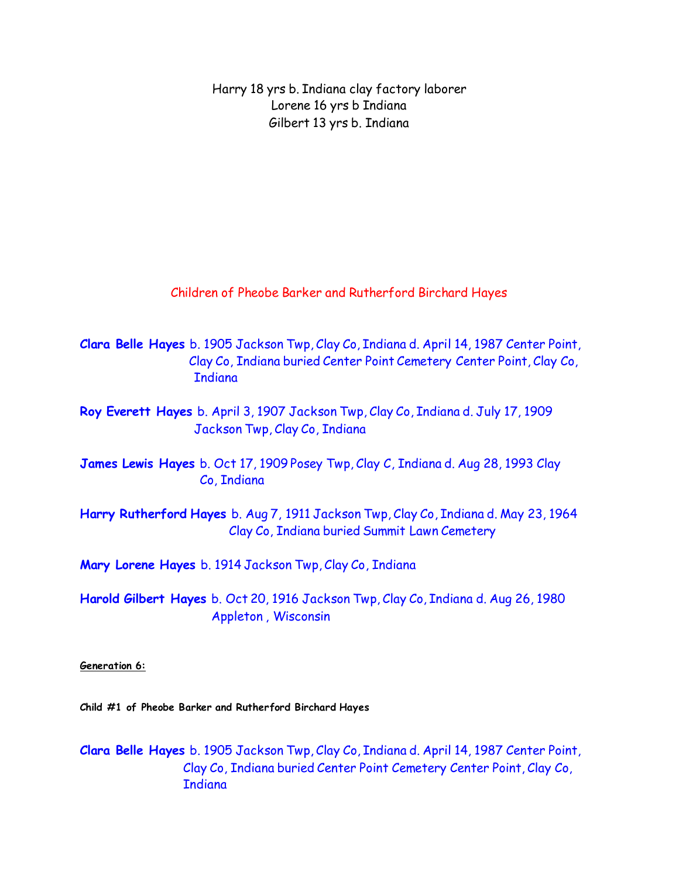Harry 18 yrs b. Indiana clay factory laborer
Lorene 16 yrs b Indiana
Gilbert 13 yrs b. Indiana

## Children of Pheobe Barker and Rutherford Birchard Hayes

**Clara Belle Hayes** b. 1905 Jackson Twp, Clay Co, Indiana d. April 14, 1987 Center Point, Clay Co, Indiana buried Center Point Cemetery Center Point, Clay Co, Indiana

**Roy Everett Hayes** b. April 3, 1907 Jackson Twp, Clay Co, Indiana d. July 17, 1909 Jackson Twp, Clay Co, Indiana

**James Lewis Hayes** b. Oct 17, 1909 Posey Twp, Clay C, Indiana d. Aug 28, 1993 Clay Co, Indiana

**Harry Rutherford Hayes** b. Aug 7, 1911 Jackson Twp, Clay Co, Indiana d. May 23, 1964 Clay Co, Indiana buried Summit Lawn Cemetery

**Mary Lorene Hayes** b. 1914 Jackson Twp, Clay Co, Indiana

**Harold Gilbert Hayes** b. Oct 20, 1916 Jackson Twp, Clay Co, Indiana d. Aug 26, 1980 Appleton , Wisconsin

**Generation 6:**

**Child #1 of Pheobe Barker and Rutherford Birchard Hayes**

**Clara Belle Hayes** b. 1905 Jackson Twp, Clay Co, Indiana d. April 14, 1987 Center Point, Clay Co, Indiana buried Center Point Cemetery Center Point, Clay Co, Indiana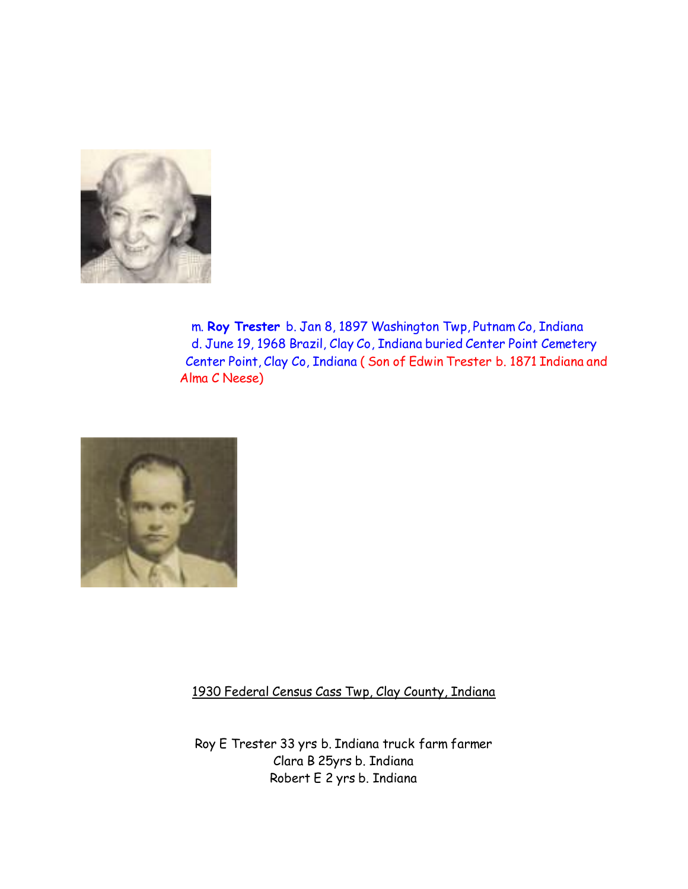m. **Roy Trester** b. Jan 8, 1897 Washington Twp, Putnam Co, Indiana d. June 19, 1968 Brazil, Clay Co, Indiana buried Center Point Cemetery Center Point, Clay Co, Indiana ( Son of Edwin Trester b. 1871 Indiana and Alma C Neese)

<u>1930 Federal Census Cass Twp, Clay County, Indiana</u>

Roy E Trester 33 yrs b. Indiana truck farm farmer
Clara B 25yrs b. Indiana
Robert E 2 yrs b. Indiana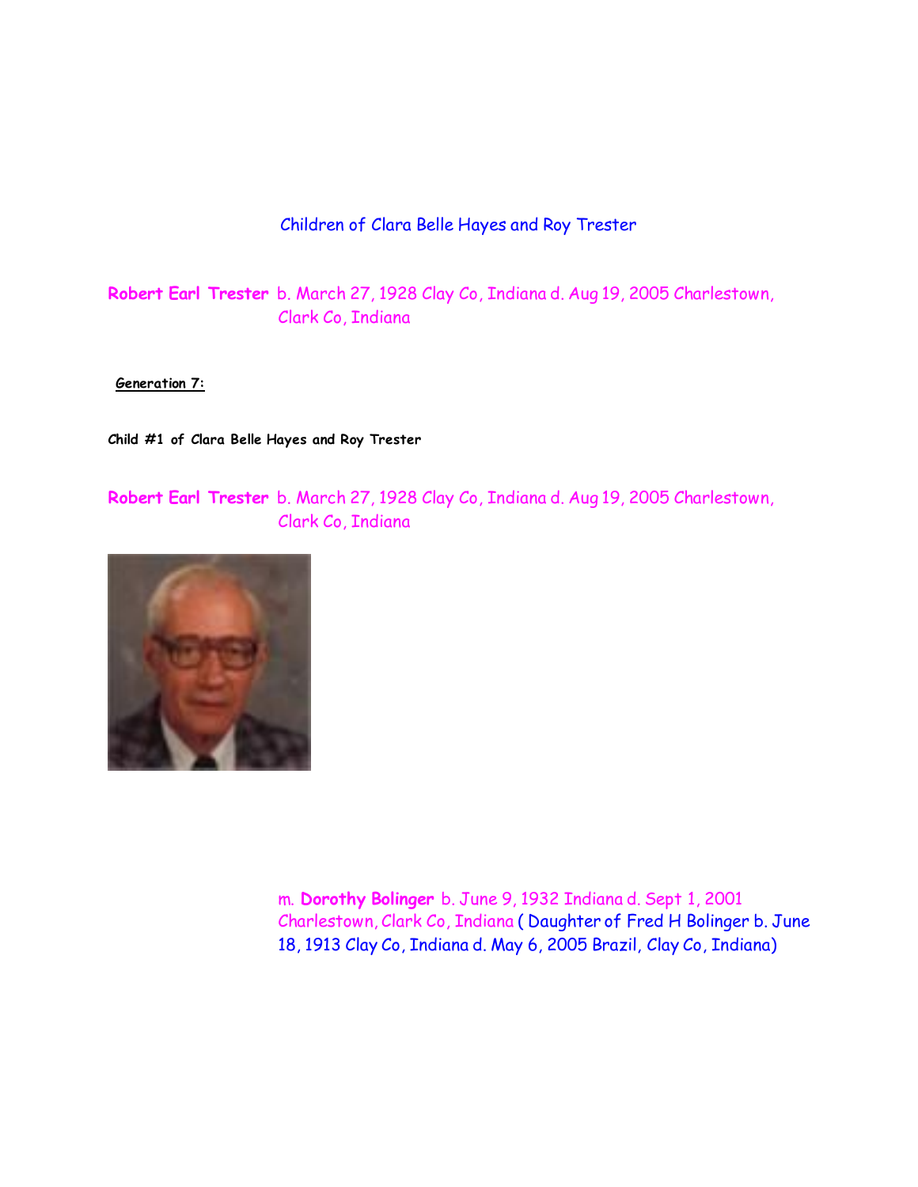Children of Clara Belle Hayes and Roy Trester

**Robert Earl Trester** b. March 27, 1928 Clay Co, Indiana d. Aug 19, 2005 Charlestown, Clark Co, Indiana

**Generation 7:**

**Child #1 of Clara Belle Hayes and Roy Trester**

**Robert Earl Trester** b. March 27, 1928 Clay Co, Indiana d. Aug 19, 2005 Charlestown, Clark Co, Indiana

m. **Dorothy Bolinger** b. June 9, 1932 Indiana d. Sept 1, 2001 Charlestown, Clark Co, Indiana ( Daughter of Fred H Bolinger b. June 18, 1913 Clay Co, Indiana d. May 6, 2005 Brazil, Clay Co, Indiana)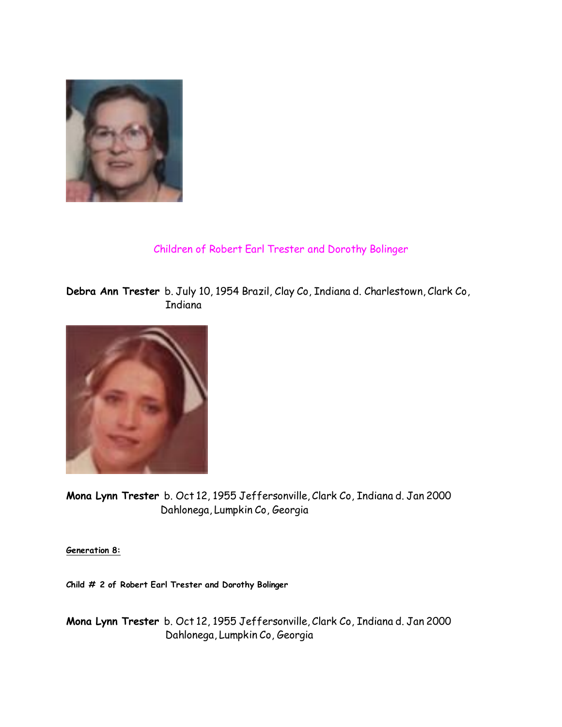Children of Robert Earl Trester and Dorothy Bolinger

**Debra Ann Trester** b. July 10, 1954 Brazil, Clay Co, Indiana d. Charlestown, Clark Co, Indiana

**Mona Lynn Trester** b. Oct 12, 1955 Jeffersonville, Clark Co, Indiana d. Jan 2000 Dahlonega, Lumpkin Co, Georgia

**Generation 8:**

**Child # 2 of Robert Earl Trester and Dorothy Bolinger**

**Mona Lynn Trester** b. Oct 12, 1955 Jeffersonville, Clark Co, Indiana d. Jan 2000 Dahlonega, Lumpkin Co, Georgia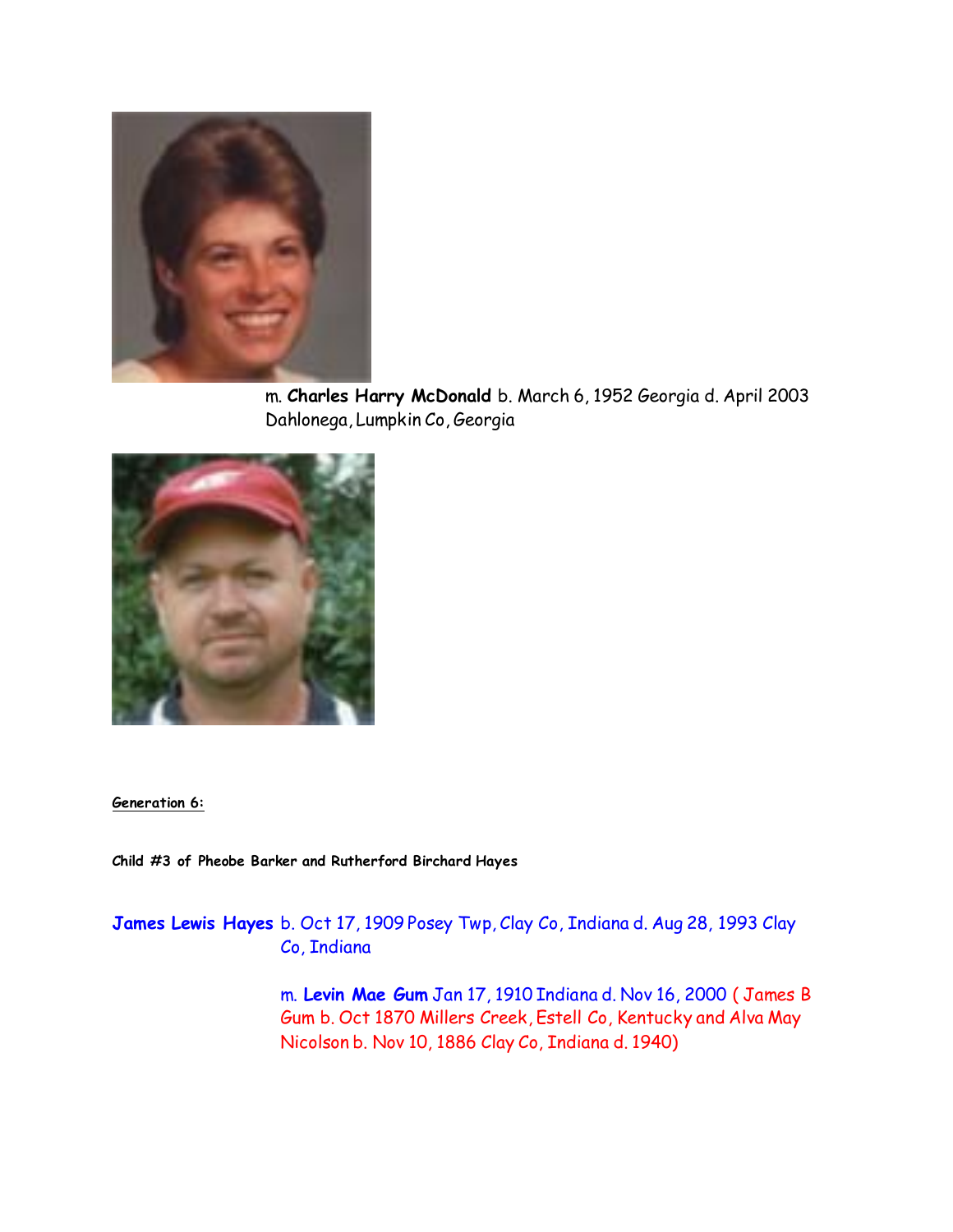m. **Charles Harry McDonald** b. March 6, 1952 Georgia d. April 2003 Dahlonega, Lumpkin Co, Georgia

**Generation 6:**

**Child #3 of Pheobe Barker and Rutherford Birchard Hayes**

**James Lewis Hayes** b. Oct 17, 1909 Posey Twp, Clay Co, Indiana d. Aug 28, 1993 Clay Co, Indiana

m. **Levin Mae Gum** Jan 17, 1910 Indiana d. Nov 16, 2000 ( James B Gum b. Oct 1870 Millers Creek, Estell Co, Kentucky and Alva May Nicolson b. Nov 10, 1886 Clay Co, Indiana d. 1940)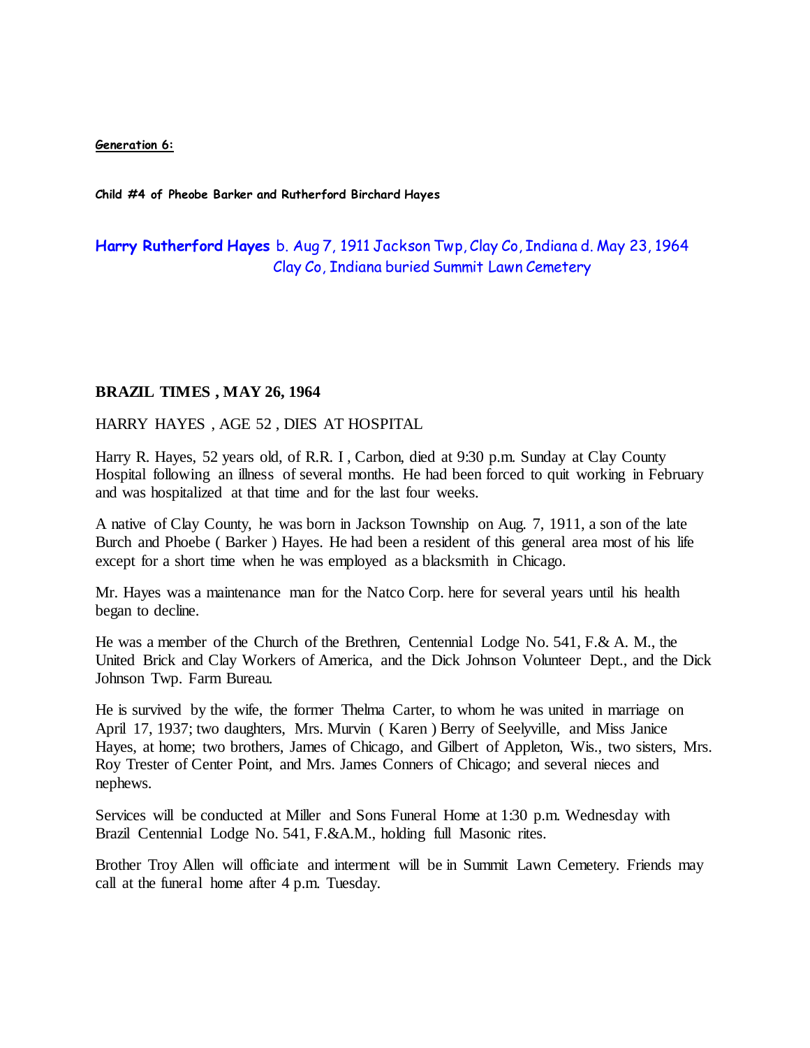**Generation 6:**

**Child #4 of Pheobe Barker and Rutherford Birchard Hayes**

**Harry Rutherford Hayes** b. Aug 7, 1911 Jackson Twp, Clay Co, Indiana d. May 23, 1964 Clay Co, Indiana buried Summit Lawn Cemetery

**BRAZIL TIMES , MAY 26, 1964**

HARRY HAYES , AGE 52 , DIES AT HOSPITAL

Harry R. Hayes, 52 years old, of R.R. I , Carbon, died at 9:30 p.m. Sunday at Clay County Hospital following an illness of several months. He had been forced to quit working in February and was hospitalized at that time and for the last four weeks.

A native of Clay County, he was born in Jackson Township on Aug. 7, 1911, a son of the late Burch and Phoebe ( Barker ) Hayes. He had been a resident of this general area most of his life except for a short time when he was employed as a blacksmith in Chicago.

Mr. Hayes was a maintenance man for the Natco Corp. here for several years until his health began to decline.

He was a member of the Church of the Brethren, Centennial Lodge No. 541, F.& A. M., the United Brick and Clay Workers of America, and the Dick Johnson Volunteer Dept., and the Dick Johnson Twp. Farm Bureau.

He is survived by the wife, the former Thelma Carter, to whom he was united in marriage on April 17, 1937; two daughters, Mrs. Murvin ( Karen ) Berry of Seelyville, and Miss Janice Hayes, at home; two brothers, James of Chicago, and Gilbert of Appleton, Wis., two sisters, Mrs. Roy Trester of Center Point, and Mrs. James Conners of Chicago; and several nieces and nephews.

Services will be conducted at Miller and Sons Funeral Home at 1:30 p.m. Wednesday with Brazil Centennial Lodge No. 541, F.&A.M., holding full Masonic rites.

Brother Troy Allen will officiate and interment will be in Summit Lawn Cemetery. Friends may call at the funeral home after 4 p.m. Tuesday.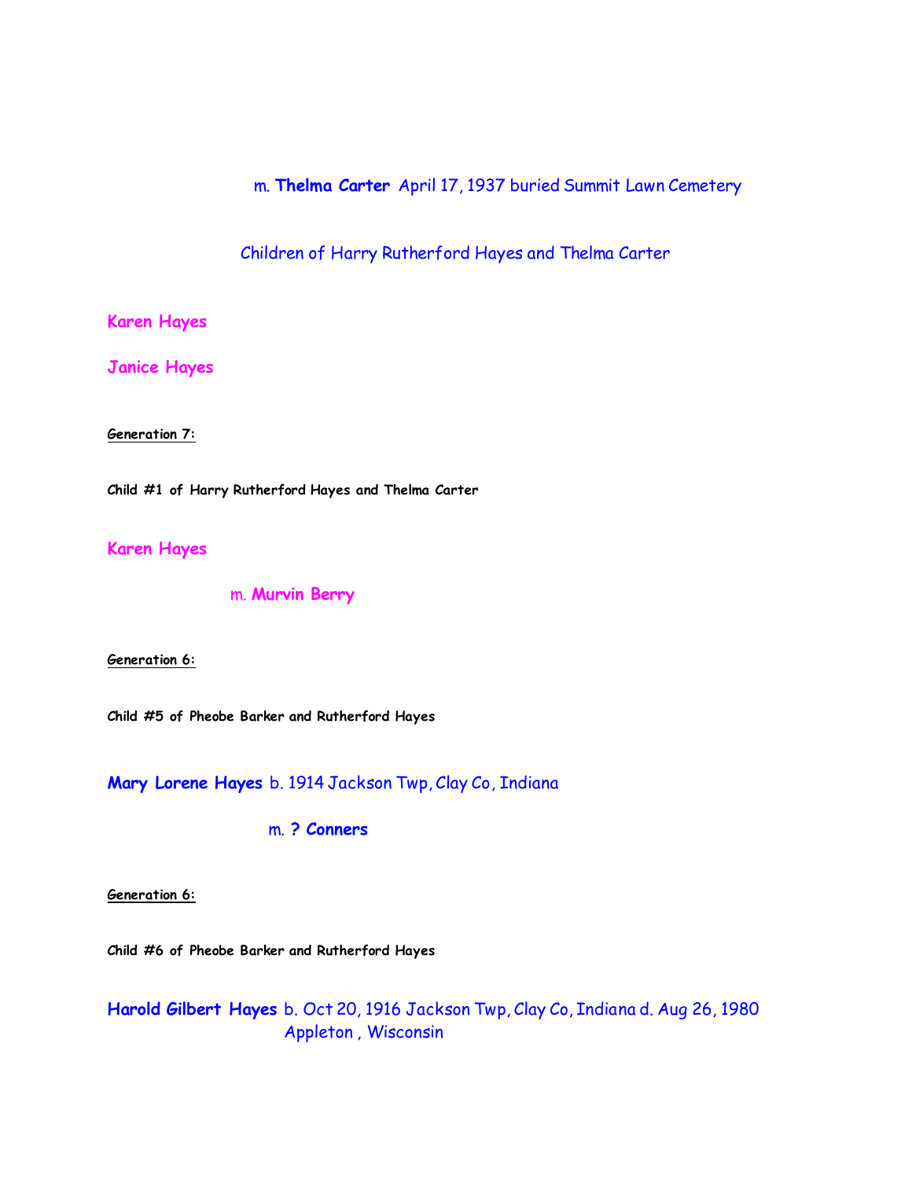m. **Thelma Carter** April 17, 1937 buried Summit Lawn Cemetery

Children of Harry Rutherford Hayes and Thelma Carter

**Karen Hayes**

**Janice Hayes**

**Generation 7:**

**Child #1 of Harry Rutherford Hayes and Thelma Carter**

**Karen Hayes**

m. **Murvin Berry**

**Generation 6:**

**Child #5 of Pheobe Barker and Rutherford Hayes**

**Mary Lorene Hayes** b. 1914 Jackson Twp, Clay Co, Indiana

m. **? Conners**

**Generation 6:**

**Child #6 of Pheobe Barker and Rutherford Hayes**

**Harold Gilbert Hayes** b. Oct 20, 1916 Jackson Twp, Clay Co, Indiana d. Aug 26, 1980 Appleton , Wisconsin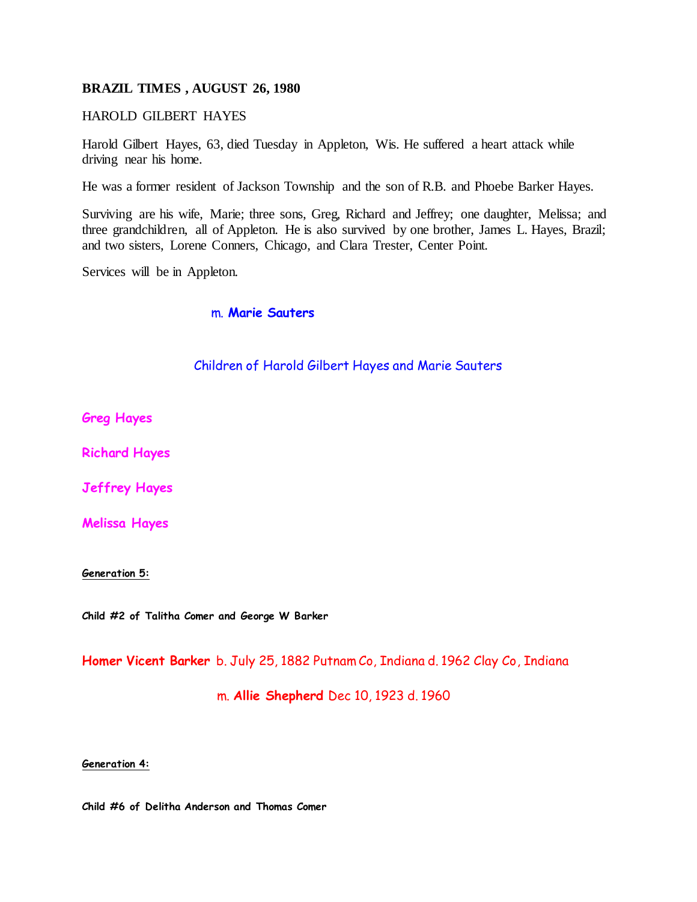**BRAZIL TIMES , AUGUST 26, 1980**

HAROLD GILBERT HAYES

Harold Gilbert Hayes, 63, died Tuesday in Appleton, Wis. He suffered a heart attack while driving near his home.

He was a former resident of Jackson Township and the son of R.B. and Phoebe Barker Hayes.

Surviving are his wife, Marie; three sons, Greg, Richard and Jeffrey; one daughter, Melissa; and three grandchildren, all of Appleton. He is also survived by one brother, James L. Hayes, Brazil; and two sisters, Lorene Conners, Chicago, and Clara Trester, Center Point.

Services will be in Appleton.

m. **Marie Sauters**

Children of Harold Gilbert Hayes and Marie Sauters

**Greg Hayes**

**Richard Hayes**

**Jeffrey Hayes**

**Melissa Hayes**

**Generation 5:**

**Child #2 of Talitha Comer and George W Barker**

**Homer Vicent Barker** b. July 25, 1882 Putnam Co, Indiana d. 1962 Clay Co, Indiana

m. **Allie Shepherd** Dec 10, 1923 d. 1960

**Generation 4:**

**Child #6 of Delitha Anderson and Thomas Comer**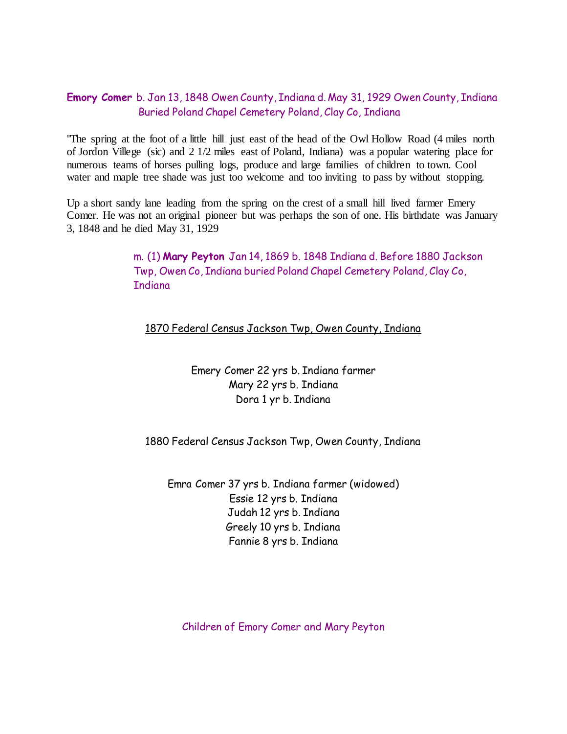**Emory Comer** b. Jan 13, 1848 Owen County, Indiana d. May 31, 1929 Owen County, Indiana Buried Poland Chapel Cemetery Poland, Clay Co, Indiana

"The spring at the foot of a little hill just east of the head of the Owl Hollow Road (4 miles north of Jordon Villege (sic) and 2 1/2 miles east of Poland, Indiana) was a popular watering place for numerous teams of horses pulling logs, produce and large families of children to town. Cool water and maple tree shade was just too welcome and too inviting to pass by without stopping.

Up a short sandy lane leading from the spring on the crest of a small hill lived farmer Emery Comer. He was not an original pioneer but was perhaps the son of one. His birthdate was January 3, 1848 and he died May 31, 1929

m. (1) **Mary Peyton** Jan 14, 1869 b. 1848 Indiana d. Before 1880 Jackson Twp, Owen Co, Indiana buried Poland Chapel Cemetery Poland, Clay Co, Indiana

<u>1870 Federal Census Jackson Twp, Owen County, Indiana</u>

Emery Comer 22 yrs b. Indiana farmer
Mary 22 yrs b. Indiana
Dora 1 yr b. Indiana

<u>1880 Federal Census Jackson Twp, Owen County, Indiana</u>

Emra Comer 37 yrs b. Indiana farmer (widowed)
Essie 12 yrs b. Indiana
Judah 12 yrs b. Indiana
Greely 10 yrs b. Indiana
Fannie 8 yrs b. Indiana

Children of Emory Comer and Mary Peyton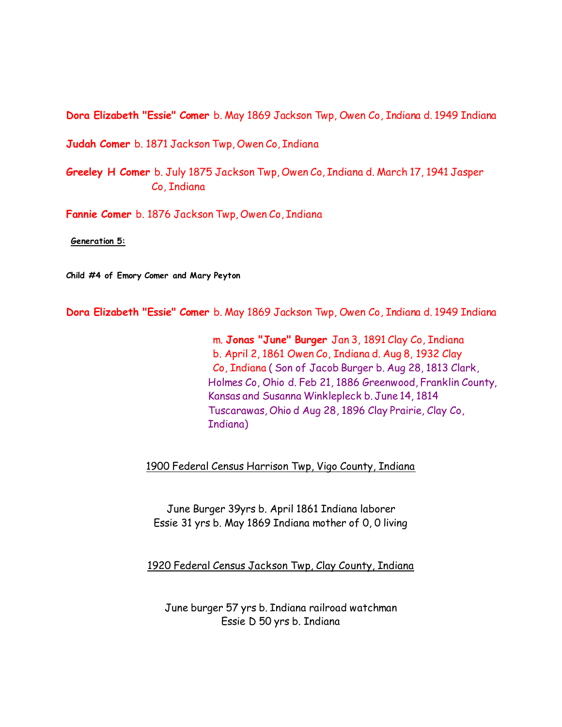**Dora Elizabeth "Essie" Comer** b. May 1869 Jackson Twp, Owen Co, Indiana d. 1949 Indiana

**Judah Comer** b. 1871 Jackson Twp, Owen Co, Indiana

**Greeley H Comer** b. July 1875 Jackson Twp, Owen Co, Indiana d. March 17, 1941 Jasper Co, Indiana

**Fannie Comer** b. 1876 Jackson Twp, Owen Co, Indiana

**Generation 5:**

**Child #4 of Emory Comer and Mary Peyton**

**Dora Elizabeth "Essie" Comer** b. May 1869 Jackson Twp, Owen Co, Indiana d. 1949 Indiana

m. **Jonas "June" Burger** Jan 3, 1891 Clay Co, Indiana b. April 2, 1861 Owen Co, Indiana d. Aug 8, 1932 Clay Co, Indiana ( Son of Jacob Burger b. Aug 28, 1813 Clark, Holmes Co, Ohio d. Feb 21, 1886 Greenwood, Franklin County, Kansas and Susanna Winklepleck b. June 14, 1814 Tuscarawas, Ohio d Aug 28, 1896 Clay Prairie, Clay Co, Indiana)

1900 Federal Census Harrison Twp, Vigo County, Indiana

June Burger 39yrs b. April 1861 Indiana laborer
Essie 31 yrs b. May 1869 Indiana mother of 0, 0 living

1920 Federal Census Jackson Twp, Clay County, Indiana

June burger 57 yrs b. Indiana railroad watchman
Essie D 50 yrs b. Indiana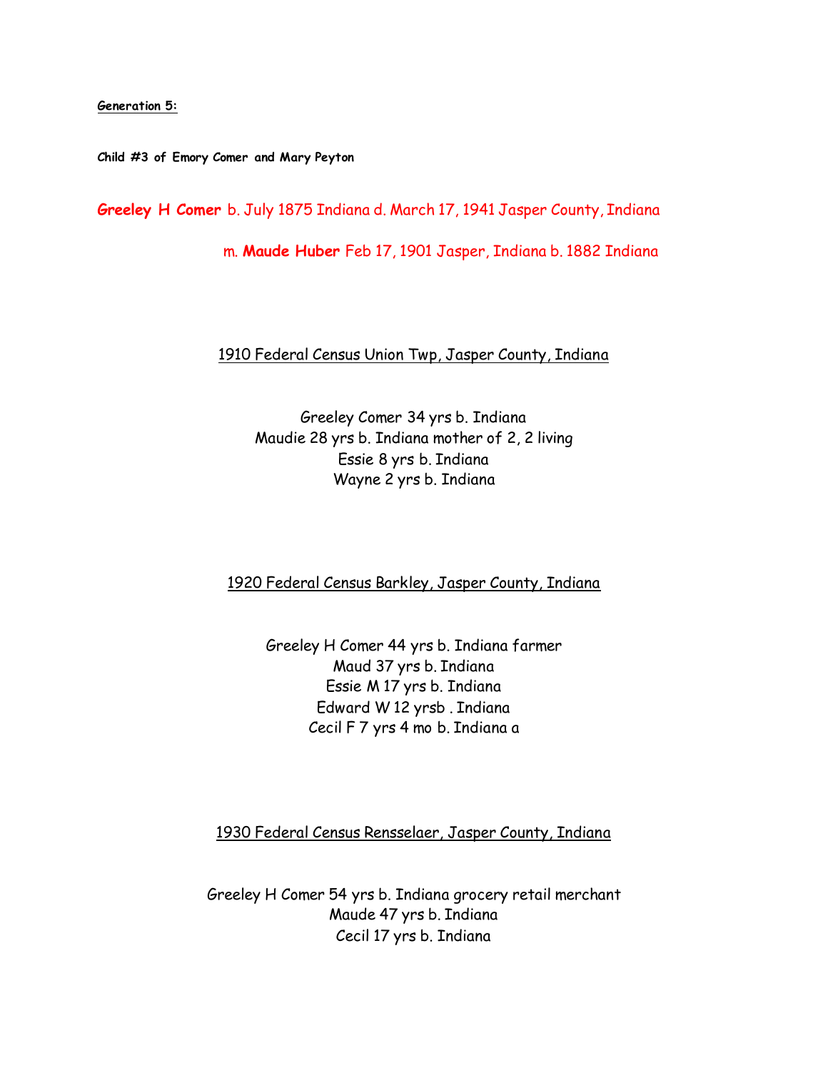**Generation 5:**

**Child #3 of Emory Comer and Mary Peyton**

**Greeley H Comer** b. July 1875 Indiana d. March 17, 1941 Jasper County, Indiana

m. **Maude Huber** Feb 17, 1901 Jasper, Indiana b. 1882 Indiana

1910 Federal Census Union Twp, Jasper County, Indiana

Greeley Comer 34 yrs b. Indiana
Maudie 28 yrs b. Indiana mother of 2, 2 living
Essie 8 yrs b. Indiana
Wayne 2 yrs b. Indiana

1920 Federal Census Barkley, Jasper County, Indiana

Greeley H Comer 44 yrs b. Indiana farmer
Maud 37 yrs b. Indiana
Essie M 17 yrs b. Indiana
Edward W 12 yrsb . Indiana
Cecil F 7 yrs 4 mo b. Indiana a

1930 Federal Census Rensselaer, Jasper County, Indiana

Greeley H Comer 54 yrs b. Indiana grocery retail merchant
Maude 47 yrs b. Indiana
Cecil 17 yrs b. Indiana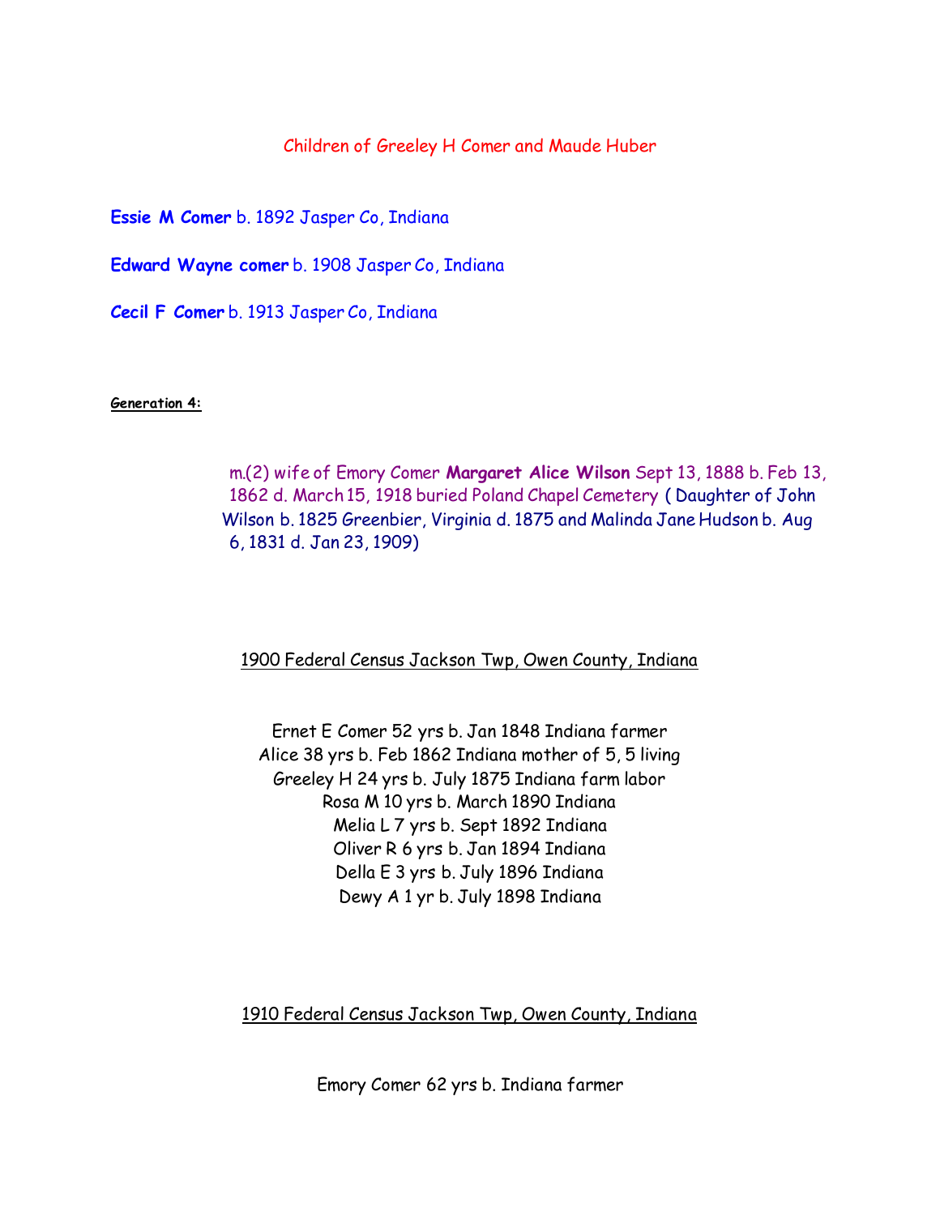Children of Greeley H Comer and Maude Huber

**Essie M Comer** b. 1892 Jasper Co, Indiana

**Edward Wayne comer** b. 1908 Jasper Co, Indiana

**Cecil F Comer** b. 1913 Jasper Co, Indiana

**Generation 4:**

m.(2) wife of Emory Comer **Margaret Alice Wilson** Sept 13, 1888 b. Feb 13, 1862 d. March 15, 1918 buried Poland Chapel Cemetery ( Daughter of John Wilson b. 1825 Greenbier, Virginia d. 1875 and Malinda Jane Hudson b. Aug 6, 1831 d. Jan 23, 1909)

1900 Federal Census Jackson Twp, Owen County, Indiana

Ernet E Comer 52 yrs b. Jan 1848 Indiana farmer
Alice 38 yrs b. Feb 1862 Indiana mother of 5, 5 living
Greeley H 24 yrs b. July 1875 Indiana farm labor
Rosa M 10 yrs b. March 1890 Indiana
Melia L 7 yrs b. Sept 1892 Indiana
Oliver R 6 yrs b. Jan 1894 Indiana
Della E 3 yrs b. July 1896 Indiana
Dewy A 1 yr b. July 1898 Indiana

1910 Federal Census Jackson Twp, Owen County, Indiana

Emory Comer 62 yrs b. Indiana farmer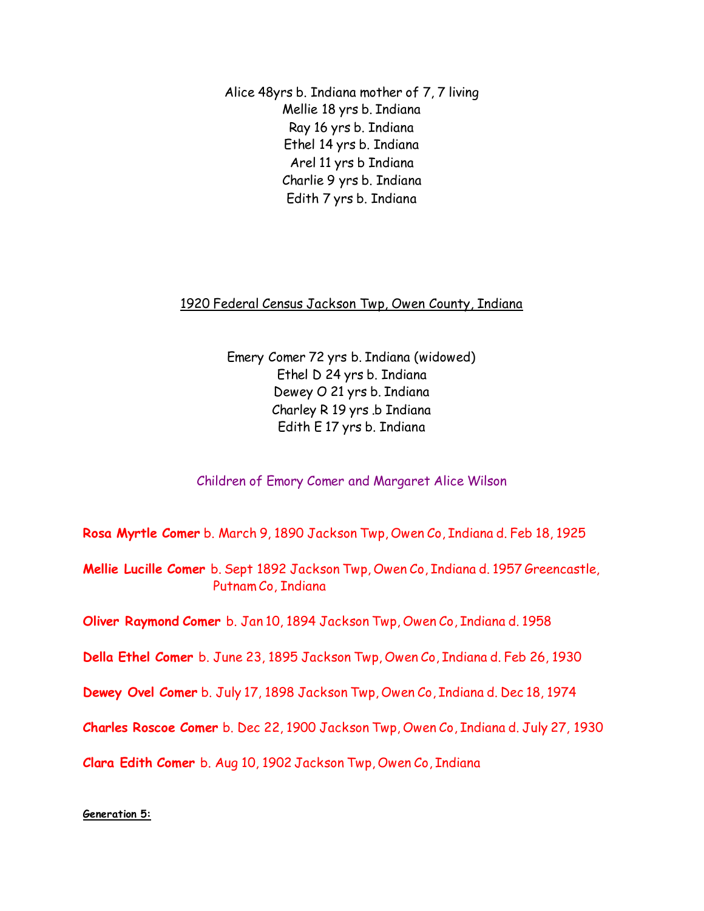Alice 48yrs b. Indiana mother of 7, 7 living
Mellie 18 yrs b. Indiana
Ray 16 yrs b. Indiana
Ethel 14 yrs b. Indiana
Arel 11 yrs b Indiana
Charlie 9 yrs b. Indiana
Edith 7 yrs b. Indiana

<u>1920 Federal Census Jackson Twp, Owen County, Indiana</u>

Emery Comer 72 yrs b. Indiana (widowed)
Ethel D 24 yrs b. Indiana
Dewey O 21 yrs b. Indiana
Charley R 19 yrs .b Indiana
Edith E 17 yrs b. Indiana

Children of Emory Comer and Margaret Alice Wilson

**Rosa Myrtle Comer** b. March 9, 1890 Jackson Twp, Owen Co, Indiana d. Feb 18, 1925

**Mellie Lucille Comer** b. Sept 1892 Jackson Twp, Owen Co, Indiana d. 1957 Greencastle, Putnam Co, Indiana

**Oliver Raymond Comer** b. Jan 10, 1894 Jackson Twp, Owen Co, Indiana d. 1958

**Della Ethel Comer** b. June 23, 1895 Jackson Twp, Owen Co, Indiana d. Feb 26, 1930

**Dewey Ovel Comer** b. July 17, 1898 Jackson Twp, Owen Co, Indiana d. Dec 18, 1974

**Charles Roscoe Comer** b. Dec 22, 1900 Jackson Twp, Owen Co, Indiana d. July 27, 1930

**Clara Edith Comer** b. Aug 10, 1902 Jackson Twp, Owen Co, Indiana

**<u>Generation 5:</u>**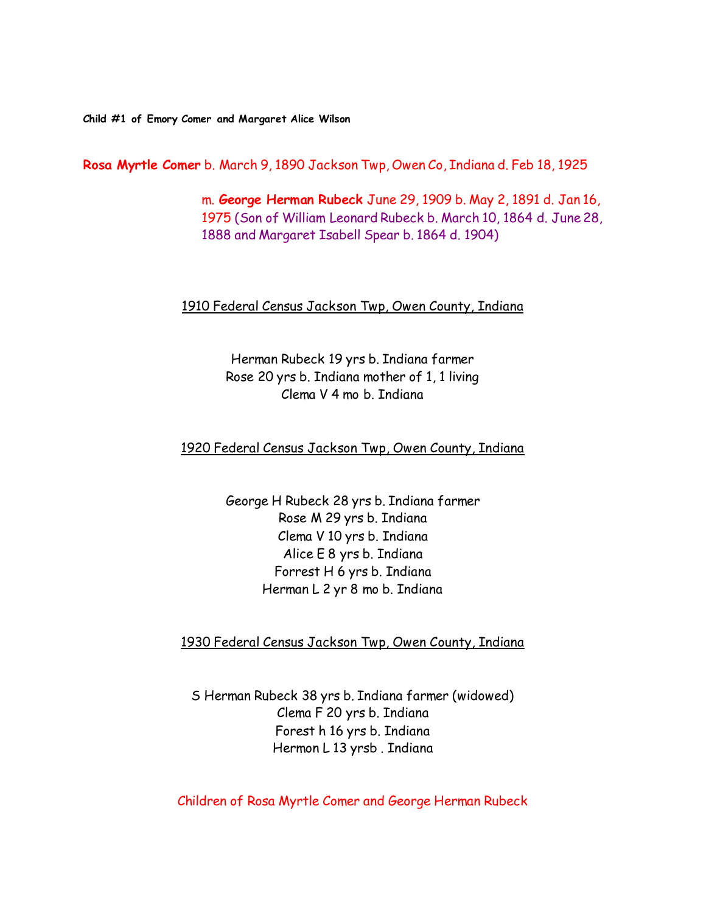**Child #1 of Emory Comer and Margaret Alice Wilson**

**Rosa Myrtle Comer** b. March 9, 1890 Jackson Twp, Owen Co, Indiana d. Feb 18, 1925

m. **George Herman Rubeck** June 29, 1909 b. May 2, 1891 d. Jan 16, 1975 (Son of William Leonard Rubeck b. March 10, 1864 d. June 28, 1888 and Margaret Isabell Spear b. 1864 d. 1904)

1910 Federal Census Jackson Twp, Owen County, Indiana

Herman Rubeck 19 yrs b. Indiana farmer
Rose 20 yrs b. Indiana mother of 1, 1 living
Clema V 4 mo b. Indiana

1920 Federal Census Jackson Twp, Owen County, Indiana

George H Rubeck 28 yrs b. Indiana farmer
Rose M 29 yrs b. Indiana
Clema V 10 yrs b. Indiana
Alice E 8 yrs b. Indiana
Forrest H 6 yrs b. Indiana
Herman L 2 yr 8 mo b. Indiana

1930 Federal Census Jackson Twp, Owen County, Indiana

S Herman Rubeck 38 yrs b. Indiana farmer (widowed)
Clema F 20 yrs b. Indiana
Forest h 16 yrs b. Indiana
Hermon L 13 yrsb . Indiana

Children of Rosa Myrtle Comer and George Herman Rubeck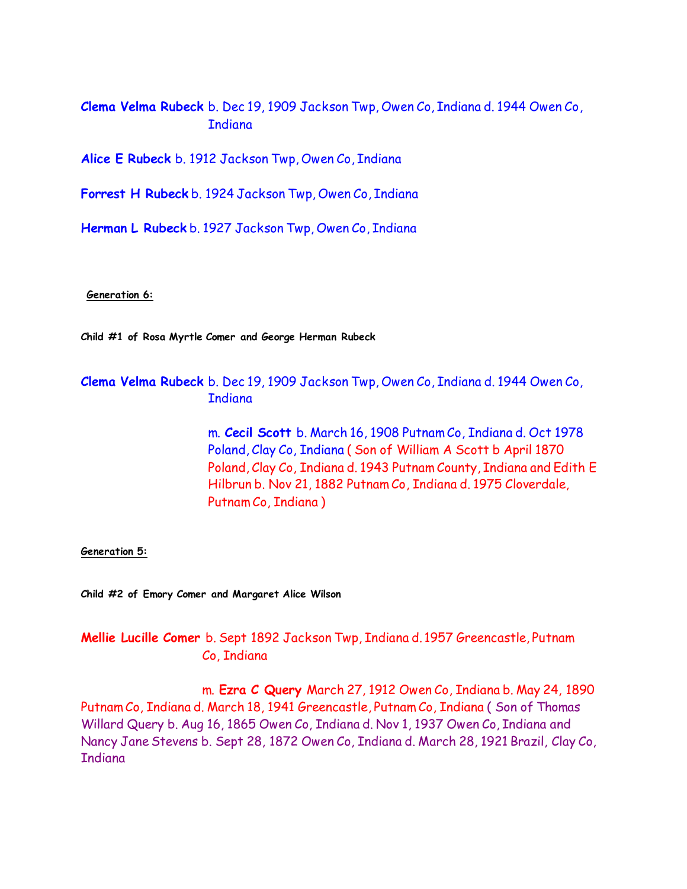**Clema Velma Rubeck** b. Dec 19, 1909 Jackson Twp, Owen Co, Indiana d. 1944 Owen Co, Indiana

**Alice E Rubeck** b. 1912 Jackson Twp, Owen Co, Indiana

**Forrest H Rubeck** b. 1924 Jackson Twp, Owen Co, Indiana

**Herman L Rubeck** b. 1927 Jackson Twp, Owen Co, Indiana

**Generation 6:**

**Child #1 of Rosa Myrtle Comer and George Herman Rubeck**

**Clema Velma Rubeck** b. Dec 19, 1909 Jackson Twp, Owen Co, Indiana d. 1944 Owen Co, Indiana

m. **Cecil Scott** b. March 16, 1908 Putnam Co, Indiana d. Oct 1978 Poland, Clay Co, Indiana ( Son of William A Scott b April 1870 Poland, Clay Co, Indiana d. 1943 Putnam County, Indiana and Edith E Hilbrun b. Nov 21, 1882 Putnam Co, Indiana d. 1975 Cloverdale, Putnam Co, Indiana )

**Generation 5:**

**Child #2 of Emory Comer and Margaret Alice Wilson**

**Mellie Lucille Comer** b. Sept 1892 Jackson Twp, Indiana d. 1957 Greencastle, Putnam Co, Indiana

m. **Ezra C Query** March 27, 1912 Owen Co, Indiana b. May 24, 1890 Putnam Co, Indiana d. March 18, 1941 Greencastle, Putnam Co, Indiana ( Son of Thomas Willard Query b. Aug 16, 1865 Owen Co, Indiana d. Nov 1, 1937 Owen Co, Indiana and Nancy Jane Stevens b. Sept 28, 1872 Owen Co, Indiana d. March 28, 1921 Brazil, Clay Co, Indiana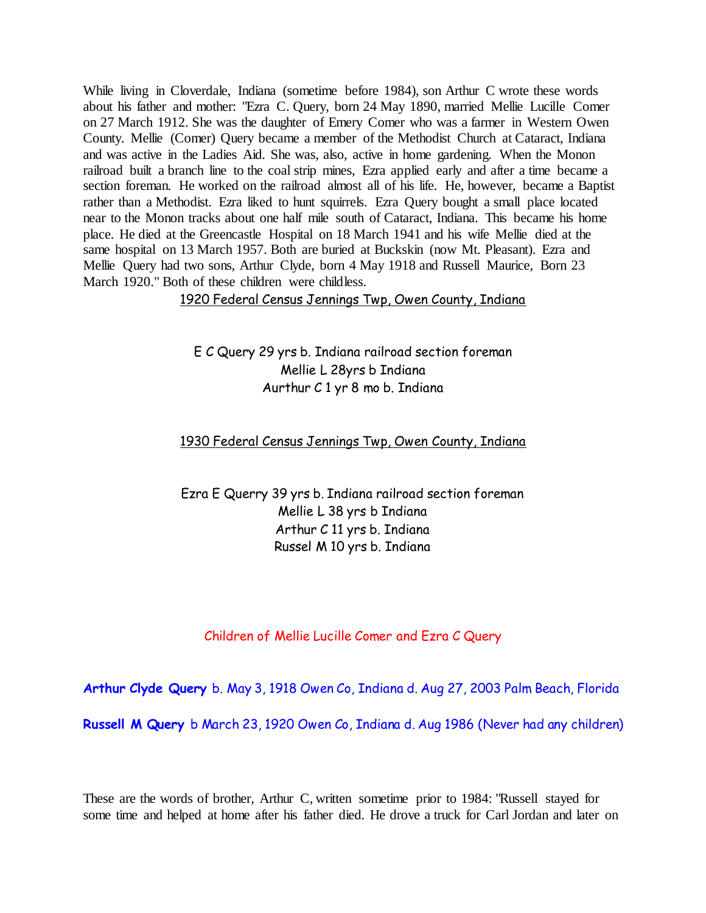While living in Cloverdale, Indiana (sometime before 1984), son Arthur C wrote these words about his father and mother: "Ezra C. Query, born 24 May 1890, married Mellie Lucille Comer on 27 March 1912. She was the daughter of Emery Comer who was a farmer in Western Owen County. Mellie (Comer) Query became a member of the Methodist Church at Cataract, Indiana and was active in the Ladies Aid. She was, also, active in home gardening. When the Monon railroad built a branch line to the coal strip mines, Ezra applied early and after a time became a section foreman. He worked on the railroad almost all of his life. He, however, became a Baptist rather than a Methodist. Ezra liked to hunt squirrels. Ezra Query bought a small place located near to the Monon tracks about one half mile south of Cataract, Indiana. This became his home place. He died at the Greencastle Hospital on 18 March 1941 and his wife Mellie died at the same hospital on 13 March 1957. Both are buried at Buckskin (now Mt. Pleasant). Ezra and Mellie Query had two sons, Arthur Clyde, born 4 May 1918 and Russell Maurice, Born 23 March 1920." Both of these children were childless.

<u>1920 Federal Census Jennings Twp, Owen County, Indiana</u>

E C Query 29 yrs b. Indiana railroad section foreman
Mellie L 28yrs b Indiana
Aurthur C 1 yr 8 mo b. Indiana

<u>1930 Federal Census Jennings Twp, Owen County, Indiana</u>

Ezra E Querry 39 yrs b. Indiana railroad section foreman
Mellie L 38 yrs b Indiana
Arthur C 11 yrs b. Indiana
Russel M 10 yrs b. Indiana

## Children of Mellie Lucille Comer and Ezra C Query

**Arthur Clyde Query** b. May 3, 1918 Owen Co, Indiana d. Aug 27, 2003 Palm Beach, Florida

**Russell M Query** b March 23, 1920 Owen Co, Indiana d. Aug 1986 (Never had any children)

These are the words of brother, Arthur C, written sometime prior to 1984: "Russell stayed for some time and helped at home after his father died. He drove a truck for Carl Jordan and later on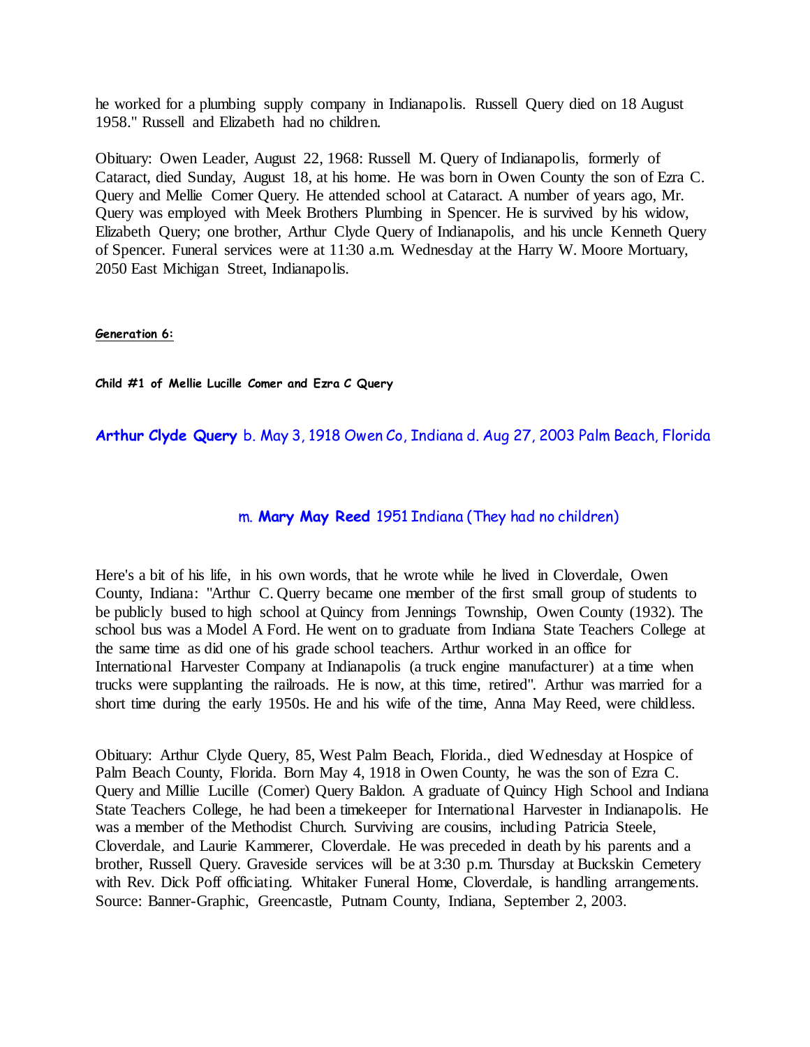he worked for a plumbing supply company in Indianapolis. Russell Query died on 18 August 1958." Russell and Elizabeth had no children.

Obituary: Owen Leader, August 22, 1968: Russell M. Query of Indianapolis, formerly of Cataract, died Sunday, August 18, at his home. He was born in Owen County the son of Ezra C. Query and Mellie Comer Query. He attended school at Cataract. A number of years ago, Mr. Query was employed with Meek Brothers Plumbing in Spencer. He is survived by his widow, Elizabeth Query; one brother, Arthur Clyde Query of Indianapolis, and his uncle Kenneth Query of Spencer. Funeral services were at 11:30 a.m. Wednesday at the Harry W. Moore Mortuary, 2050 East Michigan Street, Indianapolis.

**Generation 6:**

**Child #1 of Mellie Lucille Comer and Ezra C Query**

**Arthur Clyde Query** b. May 3, 1918 Owen Co, Indiana d. Aug 27, 2003 Palm Beach, Florida

m. **Mary May Reed** 1951 Indiana (They had no children)

Here's a bit of his life, in his own words, that he wrote while he lived in Cloverdale, Owen County, Indiana: "Arthur C. Querry became one member of the first small group of students to be publicly bused to high school at Quincy from Jennings Township, Owen County (1932). The school bus was a Model A Ford. He went on to graduate from Indiana State Teachers College at the same time as did one of his grade school teachers. Arthur worked in an office for International Harvester Company at Indianapolis (a truck engine manufacturer) at a time when trucks were supplanting the railroads. He is now, at this time, retired". Arthur was married for a short time during the early 1950s. He and his wife of the time, Anna May Reed, were childless.

Obituary: Arthur Clyde Query, 85, West Palm Beach, Florida., died Wednesday at Hospice of Palm Beach County, Florida. Born May 4, 1918 in Owen County, he was the son of Ezra C. Query and Millie Lucille (Comer) Query Baldon. A graduate of Quincy High School and Indiana State Teachers College, he had been a timekeeper for International Harvester in Indianapolis. He was a member of the Methodist Church. Surviving are cousins, including Patricia Steele, Cloverdale, and Laurie Kammerer, Cloverdale. He was preceded in death by his parents and a brother, Russell Query. Graveside services will be at 3:30 p.m. Thursday at Buckskin Cemetery with Rev. Dick Poff officiating. Whitaker Funeral Home, Cloverdale, is handling arrangements. Source: Banner-Graphic, Greencastle, Putnam County, Indiana, September 2, 2003.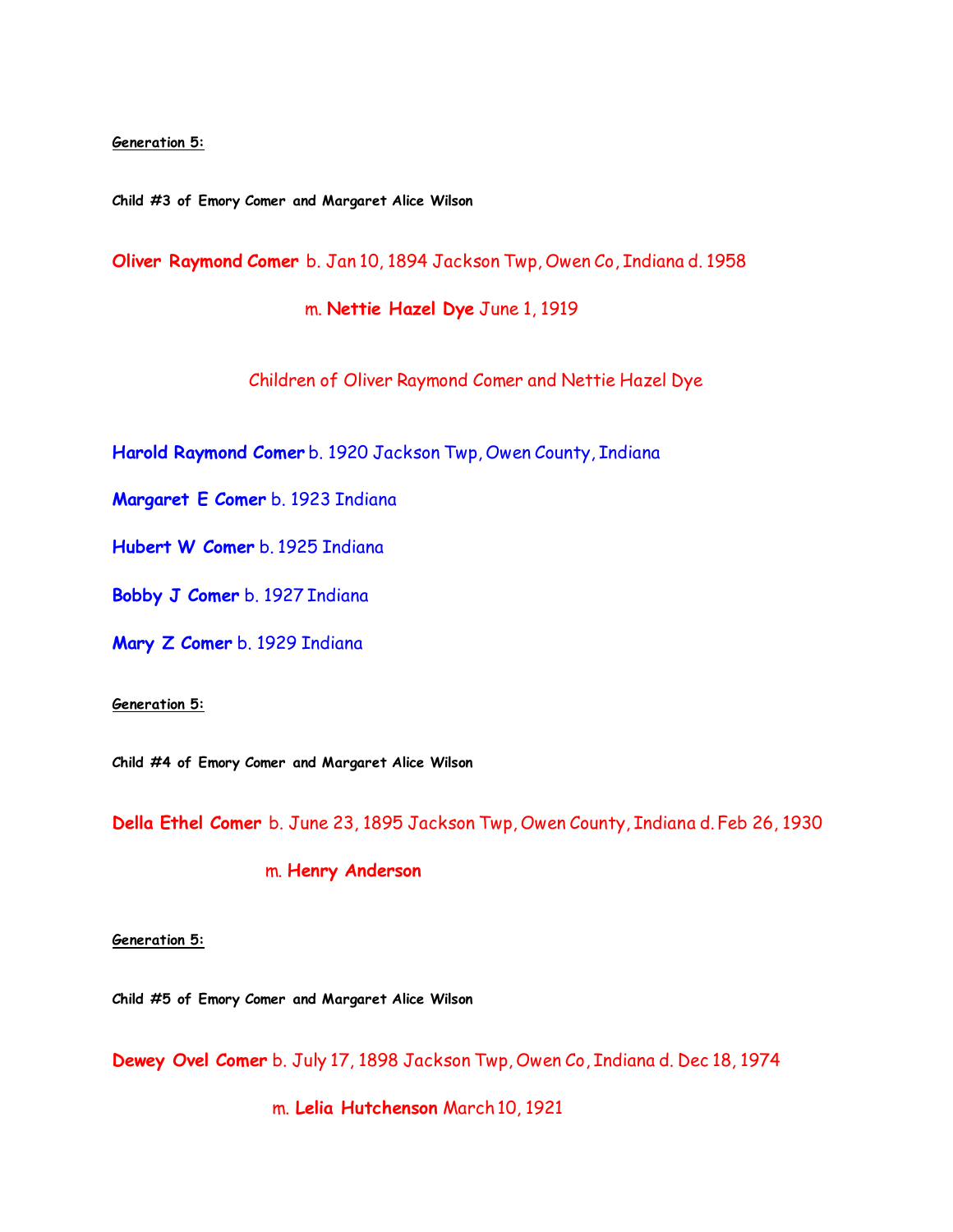**Generation 5:**

**Child #3 of Emory Comer and Margaret Alice Wilson**

**Oliver Raymond Comer** b. Jan 10, 1894 Jackson Twp, Owen Co, Indiana d. 1958

m. **Nettie Hazel Dye** June 1, 1919

Children of Oliver Raymond Comer and Nettie Hazel Dye

**Harold Raymond Comer** b. 1920 Jackson Twp, Owen County, Indiana

**Margaret E Comer** b. 1923 Indiana

**Hubert W Comer** b. 1925 Indiana

**Bobby J Comer** b. 1927 Indiana

**Mary Z Comer** b. 1929 Indiana

**Generation 5:**

**Child #4 of Emory Comer and Margaret Alice Wilson**

**Della Ethel Comer** b. June 23, 1895 Jackson Twp, Owen County, Indiana d. Feb 26, 1930

m. **Henry Anderson**

**Generation 5:**

**Child #5 of Emory Comer and Margaret Alice Wilson**

**Dewey Ovel Comer** b. July 17, 1898 Jackson Twp, Owen Co, Indiana d. Dec 18, 1974

m. **Lelia Hutchenson** March 10, 1921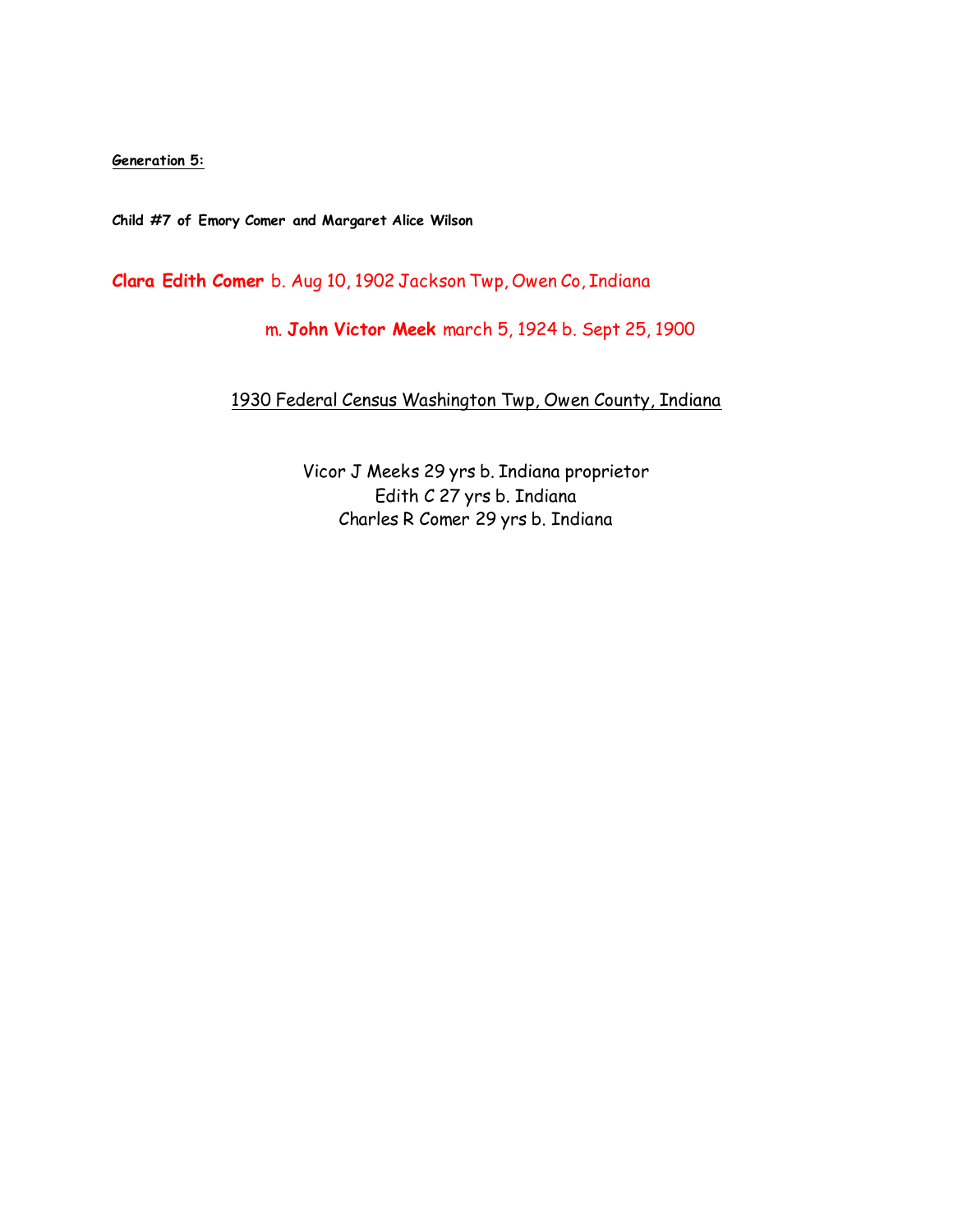**Generation 5:**

**Child #7 of Emory Comer and Margaret Alice Wilson**

**Clara Edith Comer** b. Aug 10, 1902 Jackson Twp, Owen Co, Indiana

m. **John Victor Meek** march 5, 1924 b. Sept 25, 1900

1930 Federal Census Washington Twp, Owen County, Indiana

Vicor J Meeks 29 yrs b. Indiana proprietor
Edith C 27 yrs b. Indiana
Charles R Comer 29 yrs b. Indiana